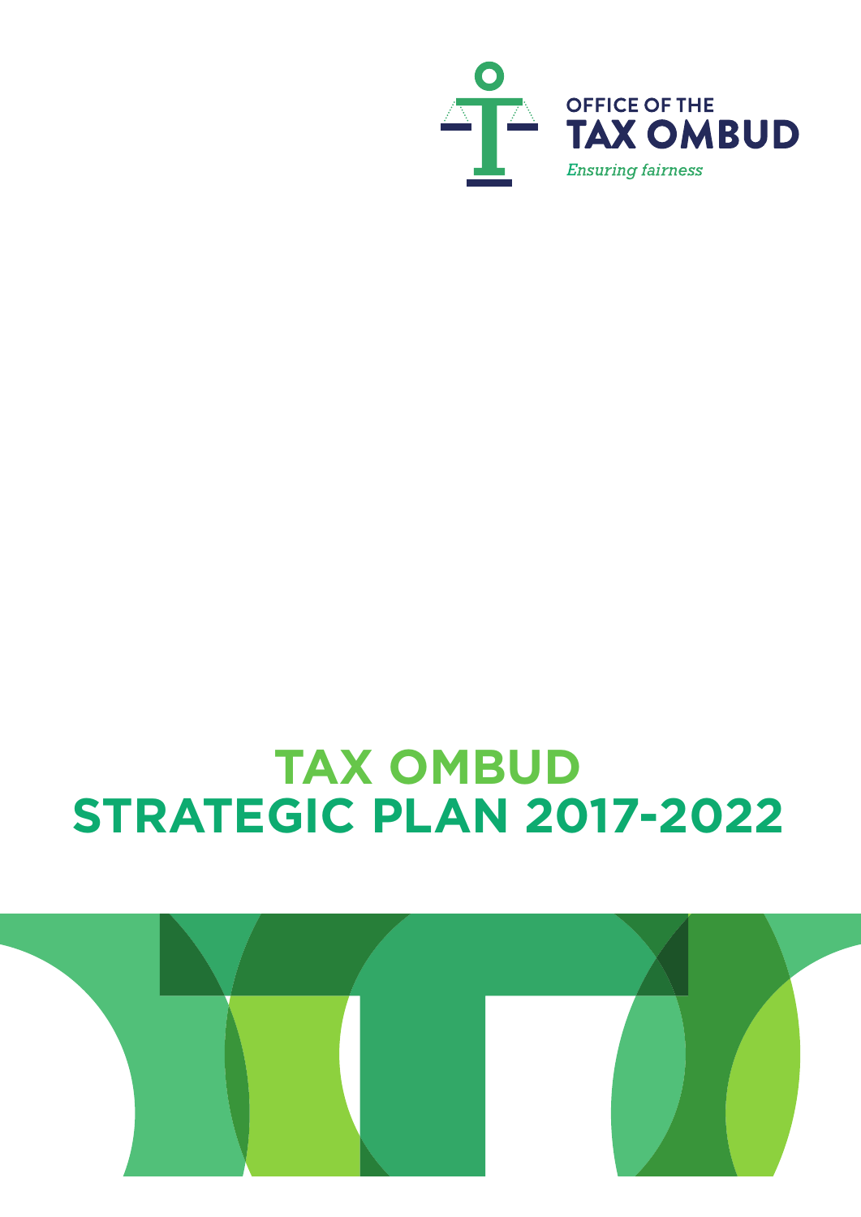OFFICE OF THE
TAX OMBUD
*Ensuring fairness*

# TAX OMBUD
# STRATEGIC PLAN 2017-2022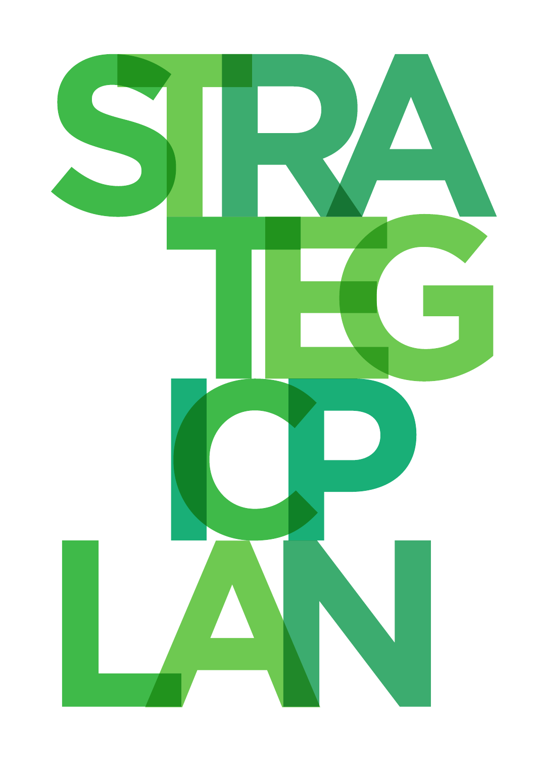# STRATEGIC PLAN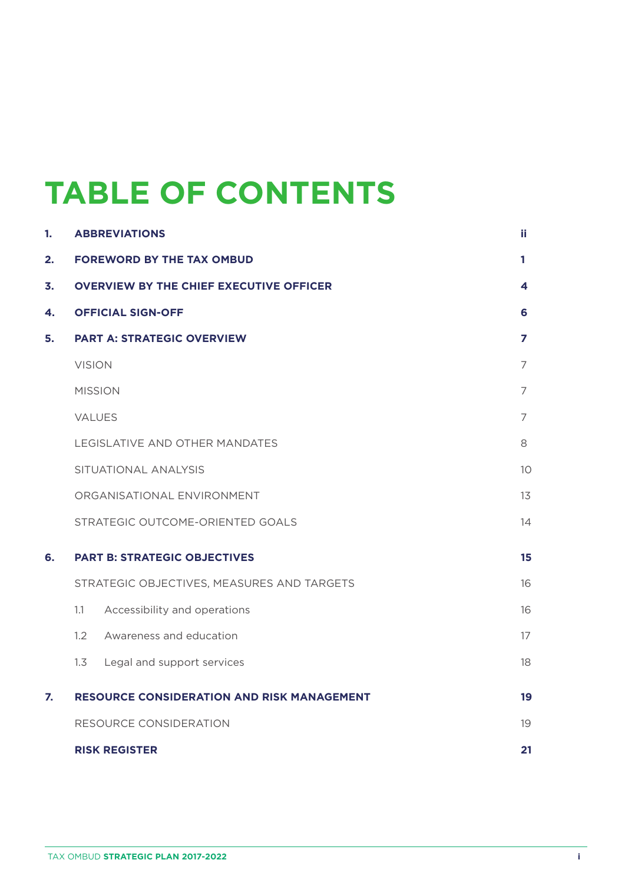# TABLE OF CONTENTS

| | | |
|---|---|---|
| **1.** | **ABBREVIATIONS** | **ii** |
| **2.** | **FOREWORD BY THE TAX OMBUD** | **1** |
| **3.** | **OVERVIEW BY THE CHIEF EXECUTIVE OFFICER** | **4** |
| **4.** | **OFFICIAL SIGN-OFF** | **6** |
| **5.** | **PART A: STRATEGIC OVERVIEW** | **7** |
| | VISION | 7 |
| | MISSION | 7 |
| | VALUES | 7 |
| | LEGISLATIVE AND OTHER MANDATES | 8 |
| | SITUATIONAL ANALYSIS | 10 |
| | ORGANISATIONAL ENVIRONMENT | 13 |
| | STRATEGIC OUTCOME-ORIENTED GOALS | 14 |
| **6.** | **PART B: STRATEGIC OBJECTIVES** | **15** |
| | STRATEGIC OBJECTIVES, MEASURES AND TARGETS | 16 |
| | 1.1 Accessibility and operations | 16 |
| | 1.2 Awareness and education | 17 |
| | 1.3 Legal and support services | 18 |
| **7.** | **RESOURCE CONSIDERATION AND RISK MANAGEMENT** | **19** |
| | RESOURCE CONSIDERATION | 19 |
| | **RISK REGISTER** | **21** |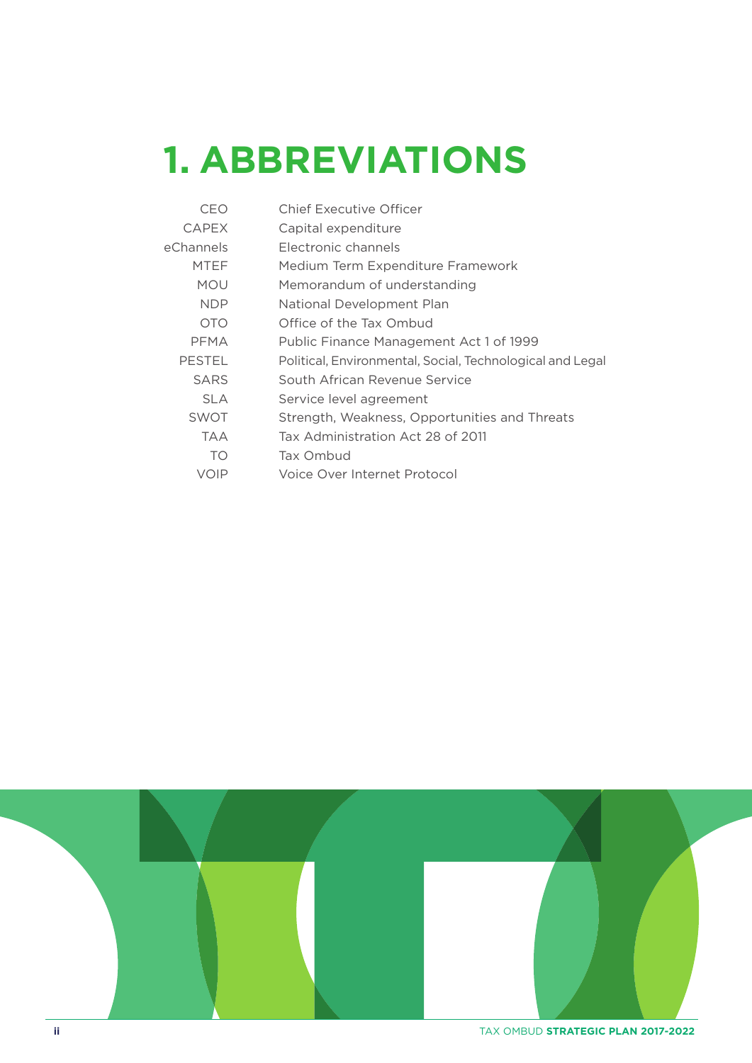# 1. ABBREVIATIONS

| | |
|---|---|
| CEO | Chief Executive Officer |
| CAPEX | Capital expenditure |
| eChannels | Electronic channels |
| MTEF | Medium Term Expenditure Framework |
| MOU | Memorandum of understanding |
| NDP | National Development Plan |
| OTO | Office of the Tax Ombud |
| PFMA | Public Finance Management Act 1 of 1999 |
| PESTEL | Political, Environmental, Social, Technological and Legal |
| SARS | South African Revenue Service |
| SLA | Service level agreement |
| SWOT | Strength, Weakness, Opportunities and Threats |
| TAA | Tax Administration Act 28 of 2011 |
| TO | Tax Ombud |
| VOIP | Voice Over Internet Protocol |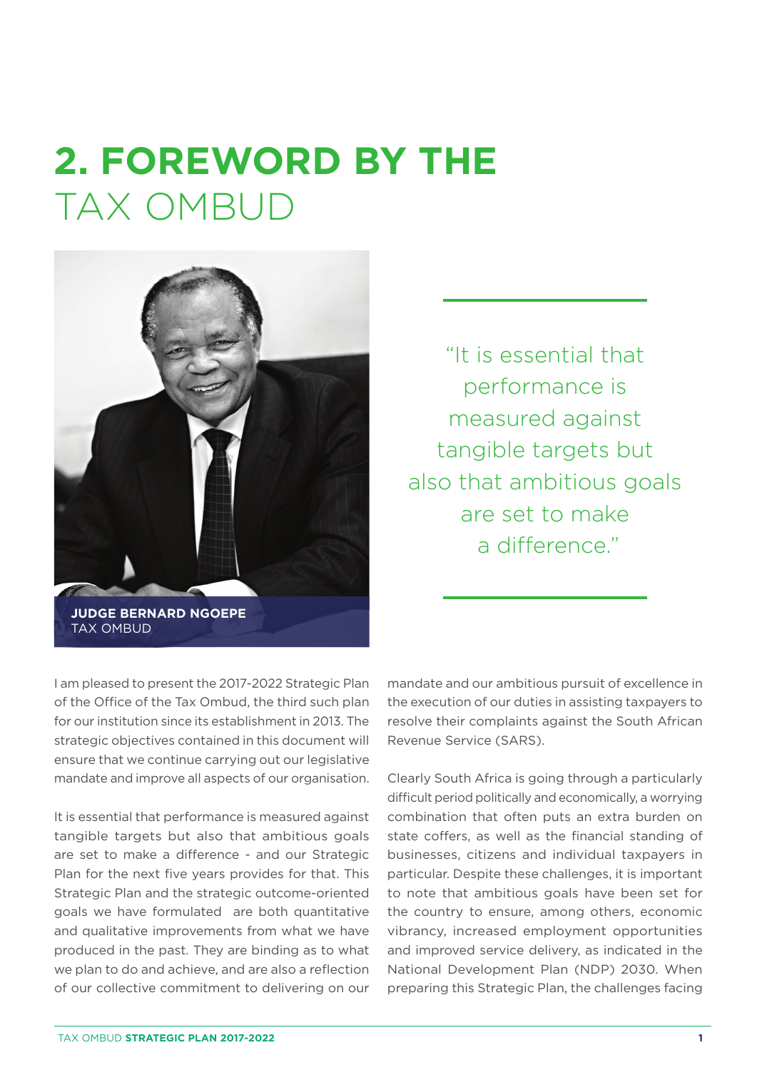# 2. FOREWORD BY THE TAX OMBUD

**JUDGE BERNARD NGOEPE**
TAX OMBUD

"It is essential that performance is measured against tangible targets but also that ambitious goals are set to make a difference."

I am pleased to present the 2017-2022 Strategic Plan of the Office of the Tax Ombud, the third such plan for our institution since its establishment in 2013. The strategic objectives contained in this document will ensure that we continue carrying out our legislative mandate and improve all aspects of our organisation.

It is essential that performance is measured against tangible targets but also that ambitious goals are set to make a difference - and our Strategic Plan for the next five years provides for that. This Strategic Plan and the strategic outcome-oriented goals we have formulated are both quantitative and qualitative improvements from what we have produced in the past. They are binding as to what we plan to do and achieve, and are also a reflection of our collective commitment to delivering on our mandate and our ambitious pursuit of excellence in the execution of our duties in assisting taxpayers to resolve their complaints against the South African Revenue Service (SARS).

Clearly South Africa is going through a particularly difficult period politically and economically, a worrying combination that often puts an extra burden on state coffers, as well as the financial standing of businesses, citizens and individual taxpayers in particular. Despite these challenges, it is important to note that ambitious goals have been set for the country to ensure, among others, economic vibrancy, increased employment opportunities and improved service delivery, as indicated in the National Development Plan (NDP) 2030. When preparing this Strategic Plan, the challenges facing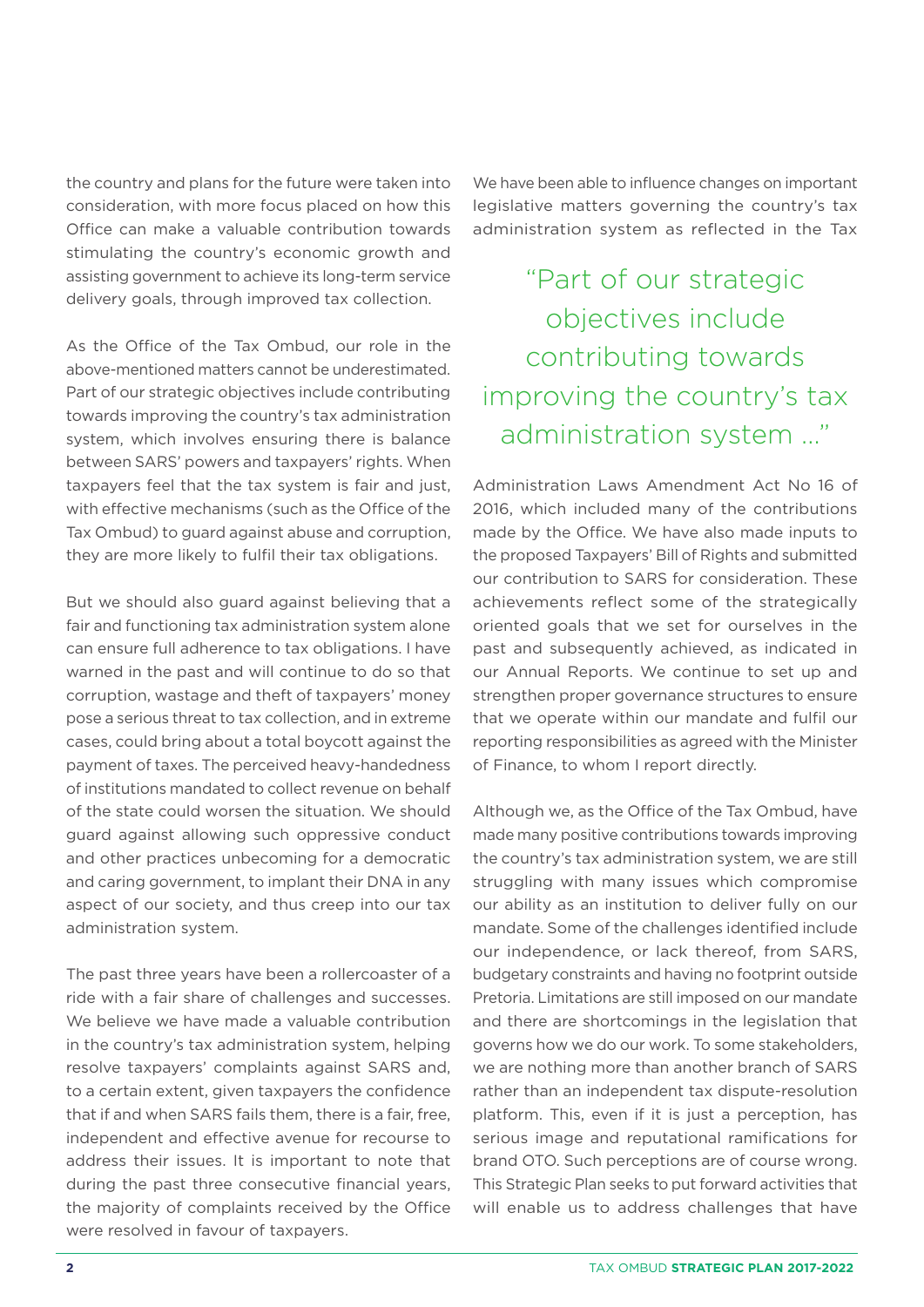the country and plans for the future were taken into consideration, with more focus placed on how this Office can make a valuable contribution towards stimulating the country's economic growth and assisting government to achieve its long-term service delivery goals, through improved tax collection.

As the Office of the Tax Ombud, our role in the above-mentioned matters cannot be underestimated. Part of our strategic objectives include contributing towards improving the country's tax administration system, which involves ensuring there is balance between SARS' powers and taxpayers' rights. When taxpayers feel that the tax system is fair and just, with effective mechanisms (such as the Office of the Tax Ombud) to guard against abuse and corruption, they are more likely to fulfil their tax obligations.

But we should also guard against believing that a fair and functioning tax administration system alone can ensure full adherence to tax obligations. I have warned in the past and will continue to do so that corruption, wastage and theft of taxpayers' money pose a serious threat to tax collection, and in extreme cases, could bring about a total boycott against the payment of taxes. The perceived heavy-handedness of institutions mandated to collect revenue on behalf of the state could worsen the situation. We should guard against allowing such oppressive conduct and other practices unbecoming for a democratic and caring government, to implant their DNA in any aspect of our society, and thus creep into our tax administration system.

The past three years have been a rollercoaster of a ride with a fair share of challenges and successes. We believe we have made a valuable contribution in the country's tax administration system, helping resolve taxpayers' complaints against SARS and, to a certain extent, given taxpayers the confidence that if and when SARS fails them, there is a fair, free, independent and effective avenue for recourse to address their issues. It is important to note that during the past three consecutive financial years, the majority of complaints received by the Office were resolved in favour of taxpayers.

We have been able to influence changes on important legislative matters governing the country's tax administration system as reflected in the Tax Administration Laws Amendment Act No 16 of 2016, which included many of the contributions made by the Office. We have also made inputs to the proposed Taxpayers' Bill of Rights and submitted our contribution to SARS for consideration. These achievements reflect some of the strategically oriented goals that we set for ourselves in the past and subsequently achieved, as indicated in our Annual Reports. We continue to set up and strengthen proper governance structures to ensure that we operate within our mandate and fulfil our reporting responsibilities as agreed with the Minister of Finance, to whom I report directly.

> "Part of our strategic objectives include contributing towards improving the country's tax administration system ..."

Although we, as the Office of the Tax Ombud, have made many positive contributions towards improving the country's tax administration system, we are still struggling with many issues which compromise our ability as an institution to deliver fully on our mandate. Some of the challenges identified include our independence, or lack thereof, from SARS, budgetary constraints and having no footprint outside Pretoria. Limitations are still imposed on our mandate and there are shortcomings in the legislation that governs how we do our work. To some stakeholders, we are nothing more than another branch of SARS rather than an independent tax dispute-resolution platform. This, even if it is just a perception, has serious image and reputational ramifications for brand OTO. Such perceptions are of course wrong. This Strategic Plan seeks to put forward activities that will enable us to address challenges that have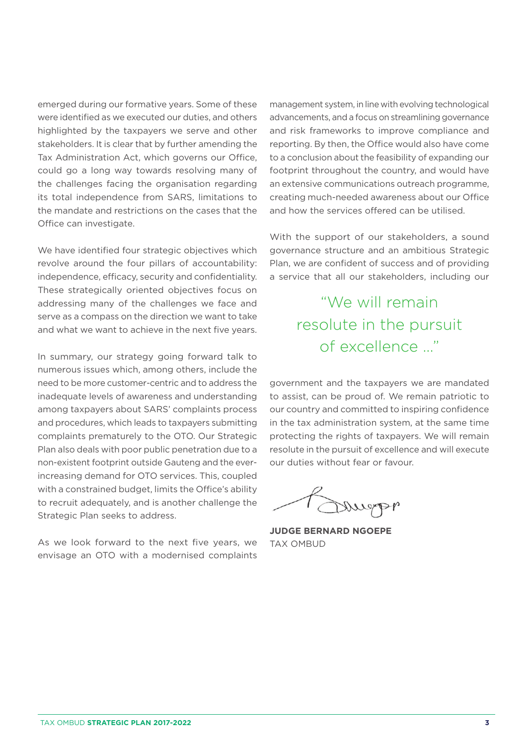emerged during our formative years. Some of these were identified as we executed our duties, and others highlighted by the taxpayers we serve and other stakeholders. It is clear that by further amending the Tax Administration Act, which governs our Office, could go a long way towards resolving many of the challenges facing the organisation regarding its total independence from SARS, limitations to the mandate and restrictions on the cases that the Office can investigate.

We have identified four strategic objectives which revolve around the four pillars of accountability: independence, efficacy, security and confidentiality. These strategically oriented objectives focus on addressing many of the challenges we face and serve as a compass on the direction we want to take and what we want to achieve in the next five years.

In summary, our strategy going forward talk to numerous issues which, among others, include the need to be more customer-centric and to address the inadequate levels of awareness and understanding among taxpayers about SARS' complaints process and procedures, which leads to taxpayers submitting complaints prematurely to the OTO. Our Strategic Plan also deals with poor public penetration due to a non-existent footprint outside Gauteng and the ever-increasing demand for OTO services. This, coupled with a constrained budget, limits the Office's ability to recruit adequately, and is another challenge the Strategic Plan seeks to address.

As we look forward to the next five years, we envisage an OTO with a modernised complaints management system, in line with evolving technological advancements, and a focus on streamlining governance and risk frameworks to improve compliance and reporting. By then, the Office would also have come to a conclusion about the feasibility of expanding our footprint throughout the country, and would have an extensive communications outreach programme, creating much-needed awareness about our Office and how the services offered can be utilised.

With the support of our stakeholders, a sound governance structure and an ambitious Strategic Plan, we are confident of success and of providing a service that all our stakeholders, including our government and the taxpayers we are mandated to assist, can be proud of. We remain patriotic to our country and committed to inspiring confidence in the tax administration system, at the same time protecting the rights of taxpayers. We will remain resolute in the pursuit of excellence and will execute our duties without fear or favour.

> "We will remain resolute in the pursuit of excellence ..."

**JUDGE BERNARD NGOEPE**
TAX OMBUD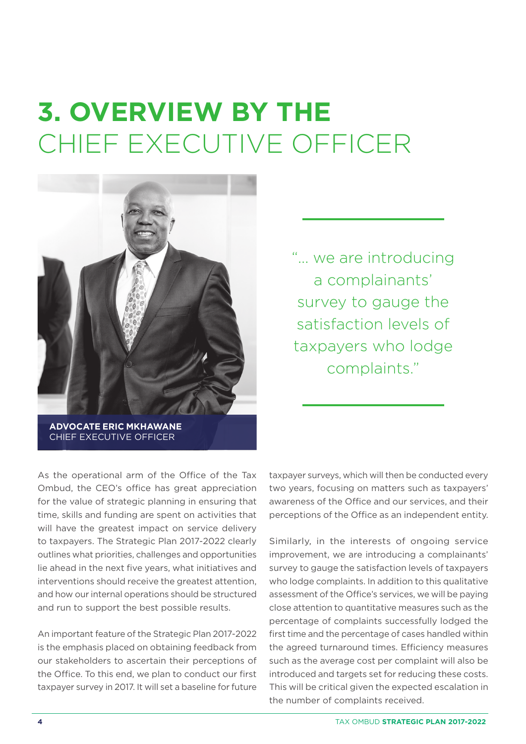# 3. OVERVIEW BY THE CHIEF EXECUTIVE OFFICER

**ADVOCATE ERIC MKHAWANE**
CHIEF EXECUTIVE OFFICER

"... we are introducing a complainants' survey to gauge the satisfaction levels of taxpayers who lodge complaints."

As the operational arm of the Office of the Tax Ombud, the CEO's office has great appreciation for the value of strategic planning in ensuring that time, skills and funding are spent on activities that will have the greatest impact on service delivery to taxpayers. The Strategic Plan 2017-2022 clearly outlines what priorities, challenges and opportunities lie ahead in the next five years, what initiatives and interventions should receive the greatest attention, and how our internal operations should be structured and run to support the best possible results.

An important feature of the Strategic Plan 2017-2022 is the emphasis placed on obtaining feedback from our stakeholders to ascertain their perceptions of the Office. To this end, we plan to conduct our first taxpayer survey in 2017. It will set a baseline for future taxpayer surveys, which will then be conducted every two years, focusing on matters such as taxpayers' awareness of the Office and our services, and their perceptions of the Office as an independent entity.

Similarly, in the interests of ongoing service improvement, we are introducing a complainants' survey to gauge the satisfaction levels of taxpayers who lodge complaints. In addition to this qualitative assessment of the Office's services, we will be paying close attention to quantitative measures such as the percentage of complaints successfully lodged the first time and the percentage of cases handled within the agreed turnaround times. Efficiency measures such as the average cost per complaint will also be introduced and targets set for reducing these costs. This will be critical given the expected escalation in the number of complaints received.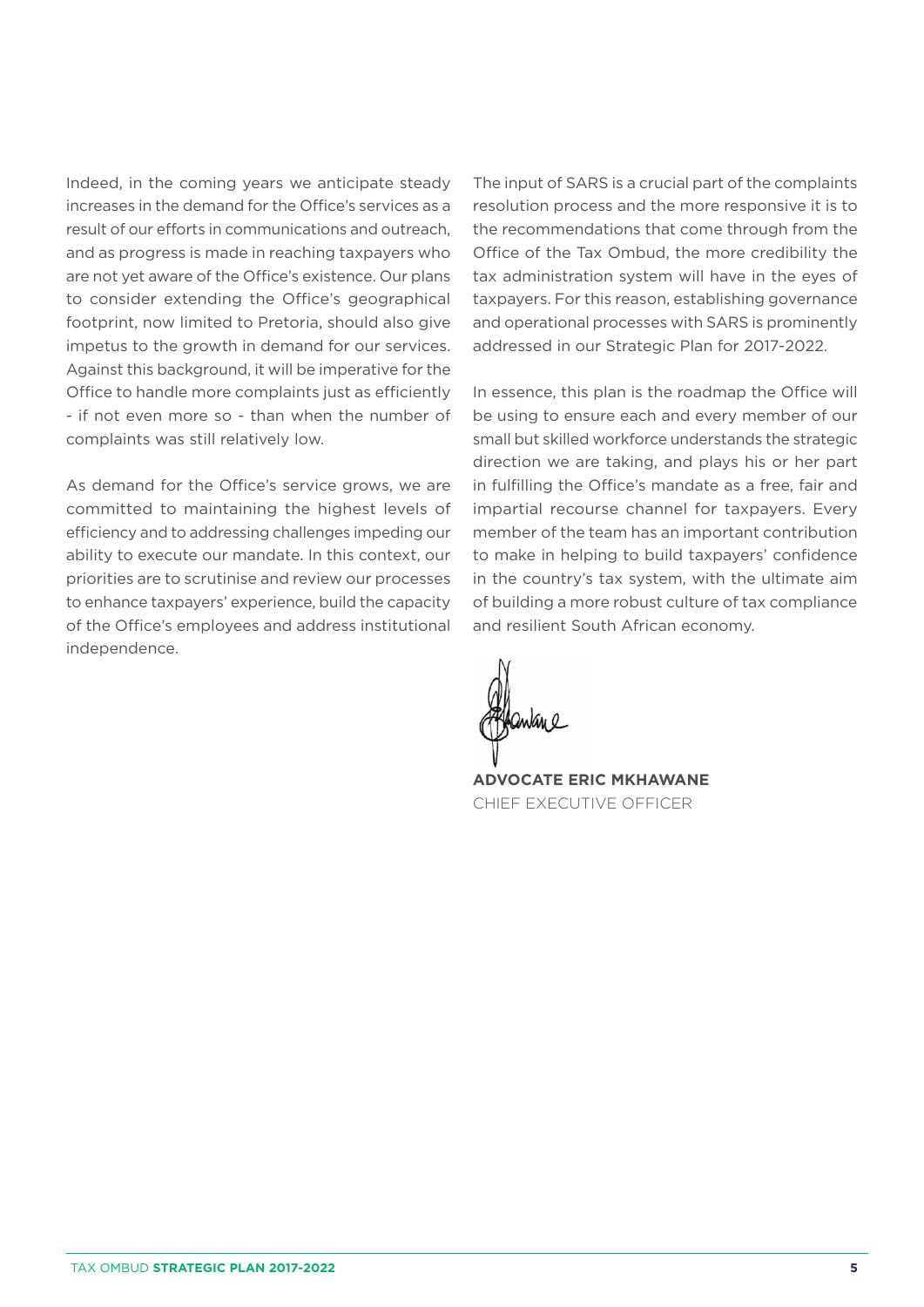Indeed, in the coming years we anticipate steady increases in the demand for the Office's services as a result of our efforts in communications and outreach, and as progress is made in reaching taxpayers who are not yet aware of the Office's existence. Our plans to consider extending the Office's geographical footprint, now limited to Pretoria, should also give impetus to the growth in demand for our services. Against this background, it will be imperative for the Office to handle more complaints just as efficiently - if not even more so - than when the number of complaints was still relatively low.

As demand for the Office's service grows, we are committed to maintaining the highest levels of efficiency and to addressing challenges impeding our ability to execute our mandate. In this context, our priorities are to scrutinise and review our processes to enhance taxpayers' experience, build the capacity of the Office's employees and address institutional independence.

The input of SARS is a crucial part of the complaints resolution process and the more responsive it is to the recommendations that come through from the Office of the Tax Ombud, the more credibility the tax administration system will have in the eyes of taxpayers. For this reason, establishing governance and operational processes with SARS is prominently addressed in our Strategic Plan for 2017-2022.

In essence, this plan is the roadmap the Office will be using to ensure each and every member of our small but skilled workforce understands the strategic direction we are taking, and plays his or her part in fulfilling the Office's mandate as a free, fair and impartial recourse channel for taxpayers. Every member of the team has an important contribution to make in helping to build taxpayers' confidence in the country's tax system, with the ultimate aim of building a more robust culture of tax compliance and resilient South African economy.

**ADVOCATE ERIC MKHAWANE**
CHIEF EXECUTIVE OFFICER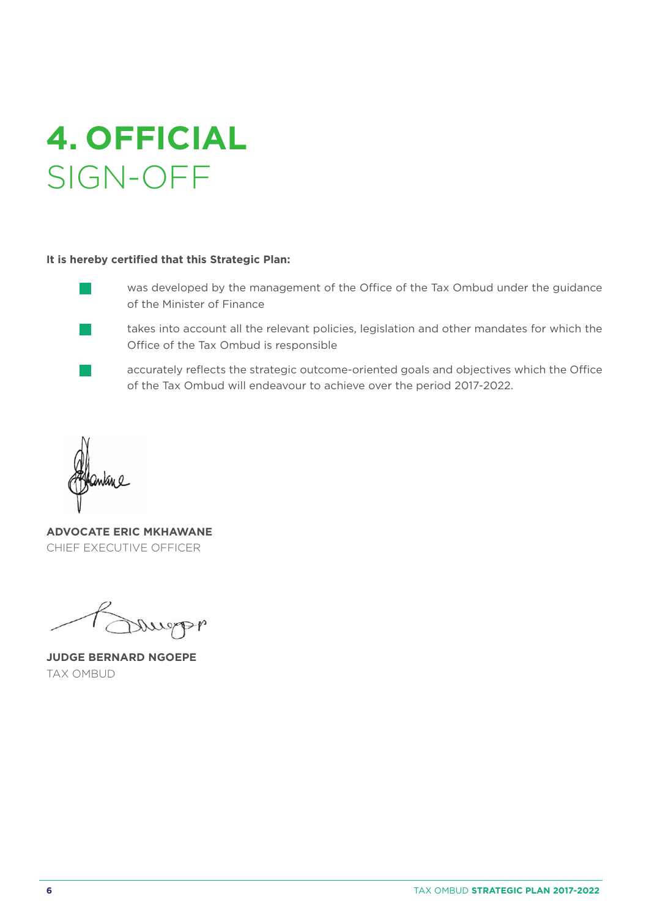# 4. OFFICIAL SIGN-OFF

**It is hereby certified that this Strategic Plan:**

- was developed by the management of the Office of the Tax Ombud under the guidance of the Minister of Finance
- takes into account all the relevant policies, legislation and other mandates for which the Office of the Tax Ombud is responsible
- accurately reflects the strategic outcome-oriented goals and objectives which the Office of the Tax Ombud will endeavour to achieve over the period 2017-2022.

**ADVOCATE ERIC MKHAWANE**
CHIEF EXECUTIVE OFFICER

**JUDGE BERNARD NGOEPE**
TAX OMBUD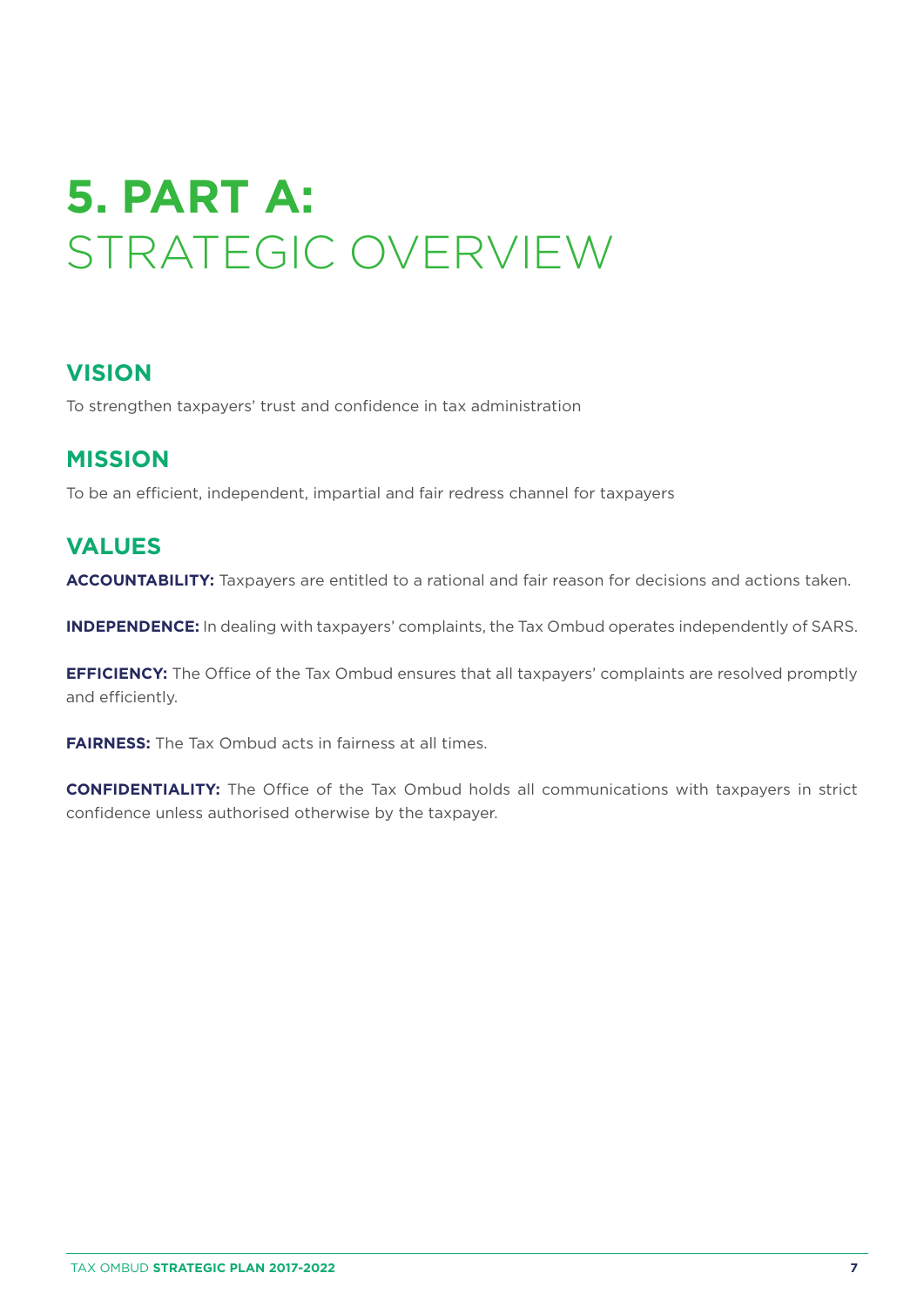# 5. PART A: STRATEGIC OVERVIEW

## VISION

To strengthen taxpayers' trust and confidence in tax administration

## MISSION

To be an efficient, independent, impartial and fair redress channel for taxpayers

## VALUES

**ACCOUNTABILITY:** Taxpayers are entitled to a rational and fair reason for decisions and actions taken.

**INDEPENDENCE:** In dealing with taxpayers' complaints, the Tax Ombud operates independently of SARS.

**EFFICIENCY:** The Office of the Tax Ombud ensures that all taxpayers' complaints are resolved promptly and efficiently.

**FAIRNESS:** The Tax Ombud acts in fairness at all times.

**CONFIDENTIALITY:** The Office of the Tax Ombud holds all communications with taxpayers in strict confidence unless authorised otherwise by the taxpayer.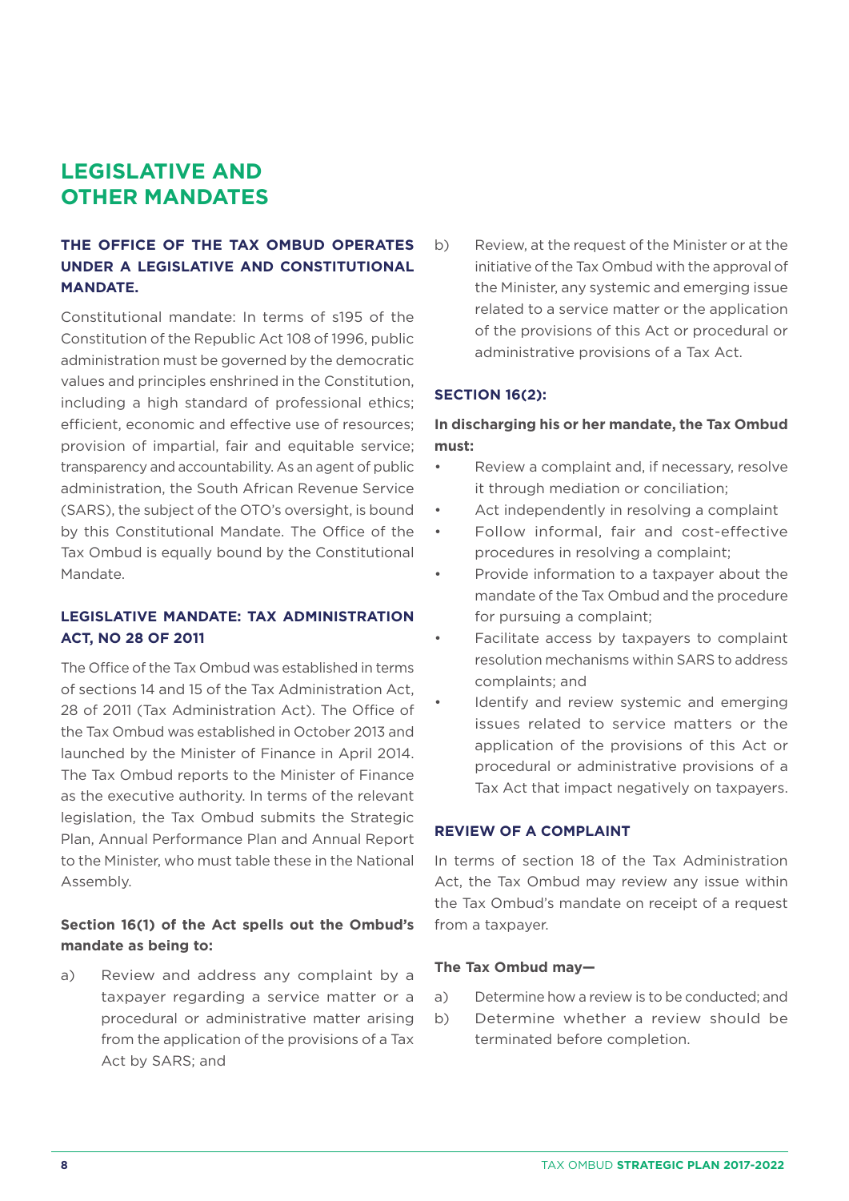# LEGISLATIVE AND OTHER MANDATES

### THE OFFICE OF THE TAX OMBUD OPERATES UNDER A LEGISLATIVE AND CONSTITUTIONAL MANDATE.

Constitutional mandate: In terms of s195 of the Constitution of the Republic Act 108 of 1996, public administration must be governed by the democratic values and principles enshrined in the Constitution, including a high standard of professional ethics; efficient, economic and effective use of resources; provision of impartial, fair and equitable service; transparency and accountability. As an agent of public administration, the South African Revenue Service (SARS), the subject of the OTO's oversight, is bound by this Constitutional Mandate. The Office of the Tax Ombud is equally bound by the Constitutional Mandate.

### LEGISLATIVE MANDATE: TAX ADMINISTRATION ACT, NO 28 OF 2011

The Office of the Tax Ombud was established in terms of sections 14 and 15 of the Tax Administration Act, 28 of 2011 (Tax Administration Act). The Office of the Tax Ombud was established in October 2013 and launched by the Minister of Finance in April 2014. The Tax Ombud reports to the Minister of Finance as the executive authority. In terms of the relevant legislation, the Tax Ombud submits the Strategic Plan, Annual Performance Plan and Annual Report to the Minister, who must table these in the National Assembly.

**Section 16(1) of the Act spells out the Ombud's mandate as being to:**

a) Review and address any complaint by a taxpayer regarding a service matter or a procedural or administrative matter arising from the application of the provisions of a Tax Act by SARS; and

b) Review, at the request of the Minister or at the initiative of the Tax Ombud with the approval of the Minister, any systemic and emerging issue related to a service matter or the application of the provisions of this Act or procedural or administrative provisions of a Tax Act.

### SECTION 16(2):

**In discharging his or her mandate, the Tax Ombud must:**

- Review a complaint and, if necessary, resolve it through mediation or conciliation;
- Act independently in resolving a complaint
- Follow informal, fair and cost-effective procedures in resolving a complaint;
- Provide information to a taxpayer about the mandate of the Tax Ombud and the procedure for pursuing a complaint;
- Facilitate access by taxpayers to complaint resolution mechanisms within SARS to address complaints; and
- Identify and review systemic and emerging issues related to service matters or the application of the provisions of this Act or procedural or administrative provisions of a Tax Act that impact negatively on taxpayers.

### REVIEW OF A COMPLAINT

In terms of section 18 of the Tax Administration Act, the Tax Ombud may review any issue within the Tax Ombud's mandate on receipt of a request from a taxpayer.

**The Tax Ombud may—**

a) Determine how a review is to be conducted; and
b) Determine whether a review should be terminated before completion.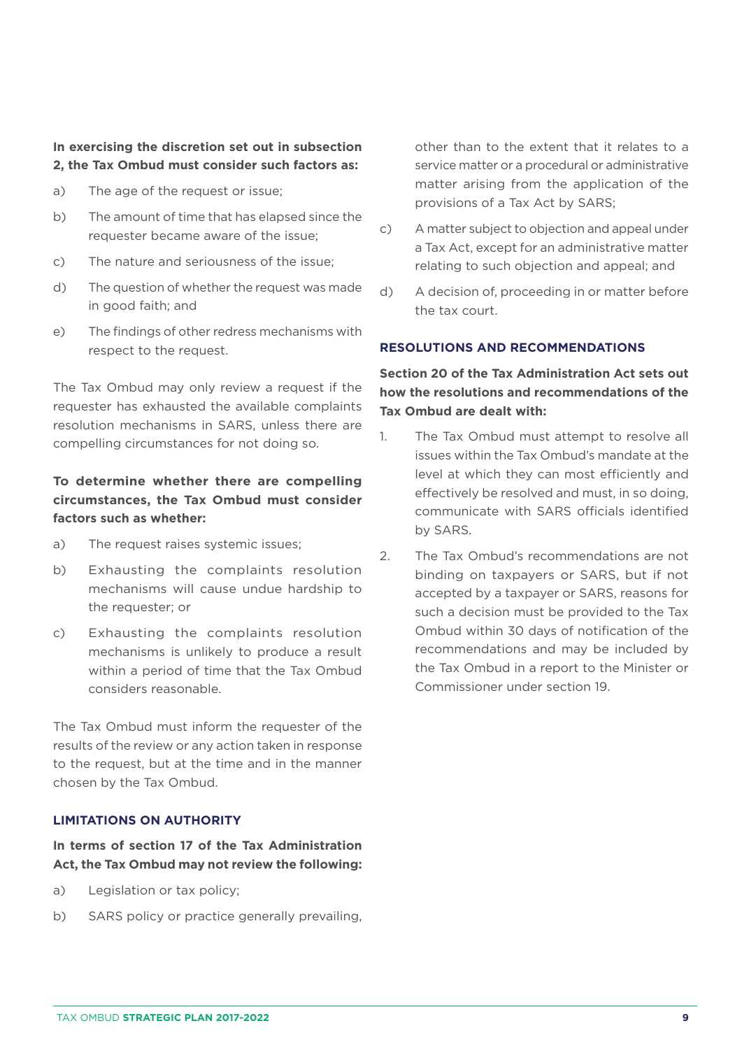**In exercising the discretion set out in subsection 2, the Tax Ombud must consider such factors as:**

a) The age of the request or issue;

b) The amount of time that has elapsed since the requester became aware of the issue;

c) The nature and seriousness of the issue;

d) The question of whether the request was made in good faith; and

e) The findings of other redress mechanisms with respect to the request.

The Tax Ombud may only review a request if the requester has exhausted the available complaints resolution mechanisms in SARS, unless there are compelling circumstances for not doing so.

**To determine whether there are compelling circumstances, the Tax Ombud must consider factors such as whether:**

a) The request raises systemic issues;

b) Exhausting the complaints resolution mechanisms will cause undue hardship to the requester; or

c) Exhausting the complaints resolution mechanisms is unlikely to produce a result within a period of time that the Tax Ombud considers reasonable.

The Tax Ombud must inform the requester of the results of the review or any action taken in response to the request, but at the time and in the manner chosen by the Tax Ombud.

## LIMITATIONS ON AUTHORITY

**In terms of section 17 of the Tax Administration Act, the Tax Ombud may not review the following:**

a) Legislation or tax policy;

b) SARS policy or practice generally prevailing, other than to the extent that it relates to a service matter or a procedural or administrative matter arising from the application of the provisions of a Tax Act by SARS;

c) A matter subject to objection and appeal under a Tax Act, except for an administrative matter relating to such objection and appeal; and

d) A decision of, proceeding in or matter before the tax court.

## RESOLUTIONS AND RECOMMENDATIONS

**Section 20 of the Tax Administration Act sets out how the resolutions and recommendations of the Tax Ombud are dealt with:**

1. The Tax Ombud must attempt to resolve all issues within the Tax Ombud's mandate at the level at which they can most efficiently and effectively be resolved and must, in so doing, communicate with SARS officials identified by SARS.

2. The Tax Ombud's recommendations are not binding on taxpayers or SARS, but if not accepted by a taxpayer or SARS, reasons for such a decision must be provided to the Tax Ombud within 30 days of notification of the recommendations and may be included by the Tax Ombud in a report to the Minister or Commissioner under section 19.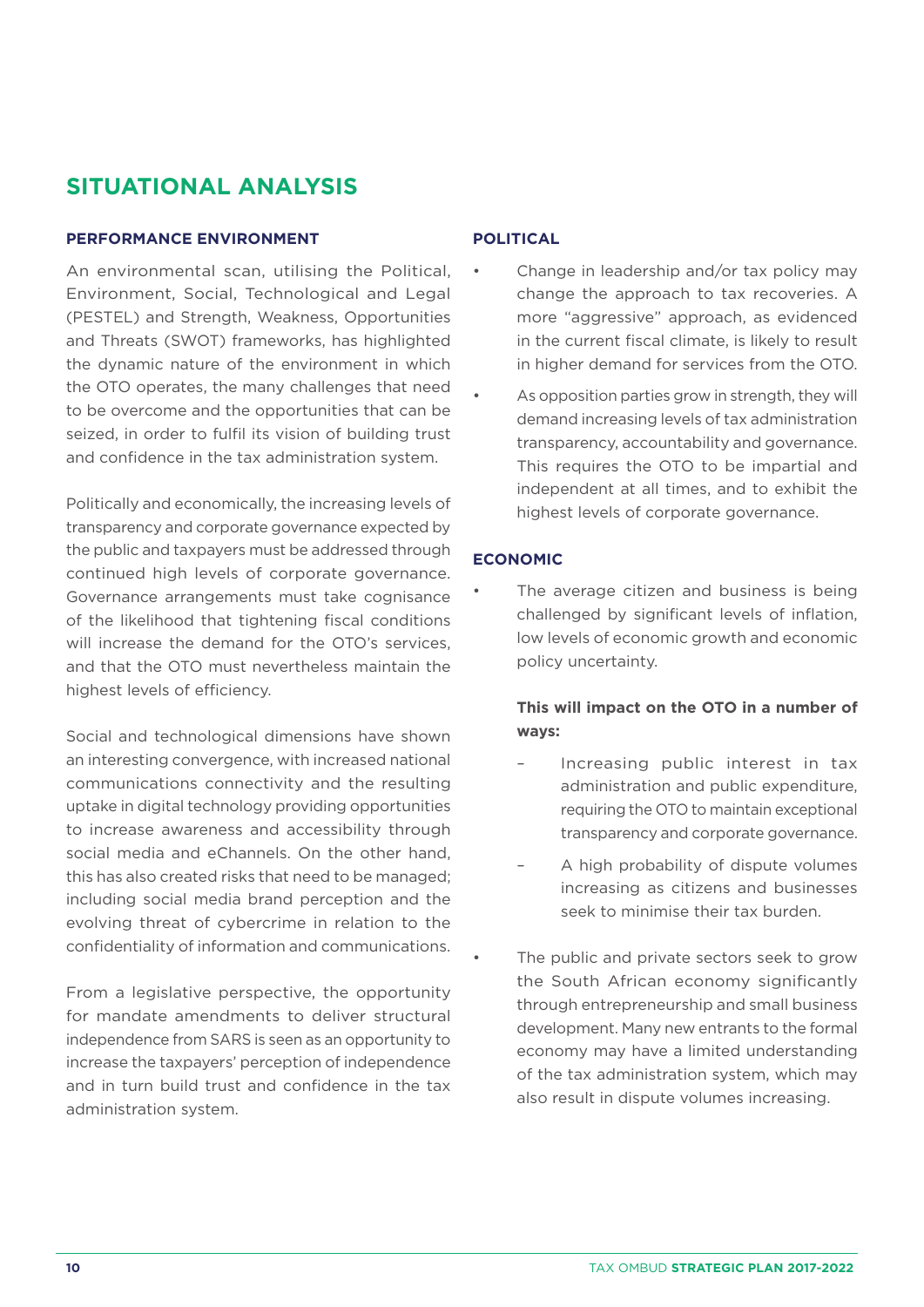# SITUATIONAL ANALYSIS

## PERFORMANCE ENVIRONMENT

An environmental scan, utilising the Political, Environment, Social, Technological and Legal (PESTEL) and Strength, Weakness, Opportunities and Threats (SWOT) frameworks, has highlighted the dynamic nature of the environment in which the OTO operates, the many challenges that need to be overcome and the opportunities that can be seized, in order to fulfil its vision of building trust and confidence in the tax administration system.

Politically and economically, the increasing levels of transparency and corporate governance expected by the public and taxpayers must be addressed through continued high levels of corporate governance. Governance arrangements must take cognisance of the likelihood that tightening fiscal conditions will increase the demand for the OTO's services, and that the OTO must nevertheless maintain the highest levels of efficiency.

Social and technological dimensions have shown an interesting convergence, with increased national communications connectivity and the resulting uptake in digital technology providing opportunities to increase awareness and accessibility through social media and eChannels. On the other hand, this has also created risks that need to be managed; including social media brand perception and the evolving threat of cybercrime in relation to the confidentiality of information and communications.

From a legislative perspective, the opportunity for mandate amendments to deliver structural independence from SARS is seen as an opportunity to increase the taxpayers' perception of independence and in turn build trust and confidence in the tax administration system.

## POLITICAL

- Change in leadership and/or tax policy may change the approach to tax recoveries. A more "aggressive" approach, as evidenced in the current fiscal climate, is likely to result in higher demand for services from the OTO.
- As opposition parties grow in strength, they will demand increasing levels of tax administration transparency, accountability and governance. This requires the OTO to be impartial and independent at all times, and to exhibit the highest levels of corporate governance.

## ECONOMIC

- The average citizen and business is being challenged by significant levels of inflation, low levels of economic growth and economic policy uncertainty.

  **This will impact on the OTO in a number of ways:**

  - Increasing public interest in tax administration and public expenditure, requiring the OTO to maintain exceptional transparency and corporate governance.
  - A high probability of dispute volumes increasing as citizens and businesses seek to minimise their tax burden.

- The public and private sectors seek to grow the South African economy significantly through entrepreneurship and small business development. Many new entrants to the formal economy may have a limited understanding of the tax administration system, which may also result in dispute volumes increasing.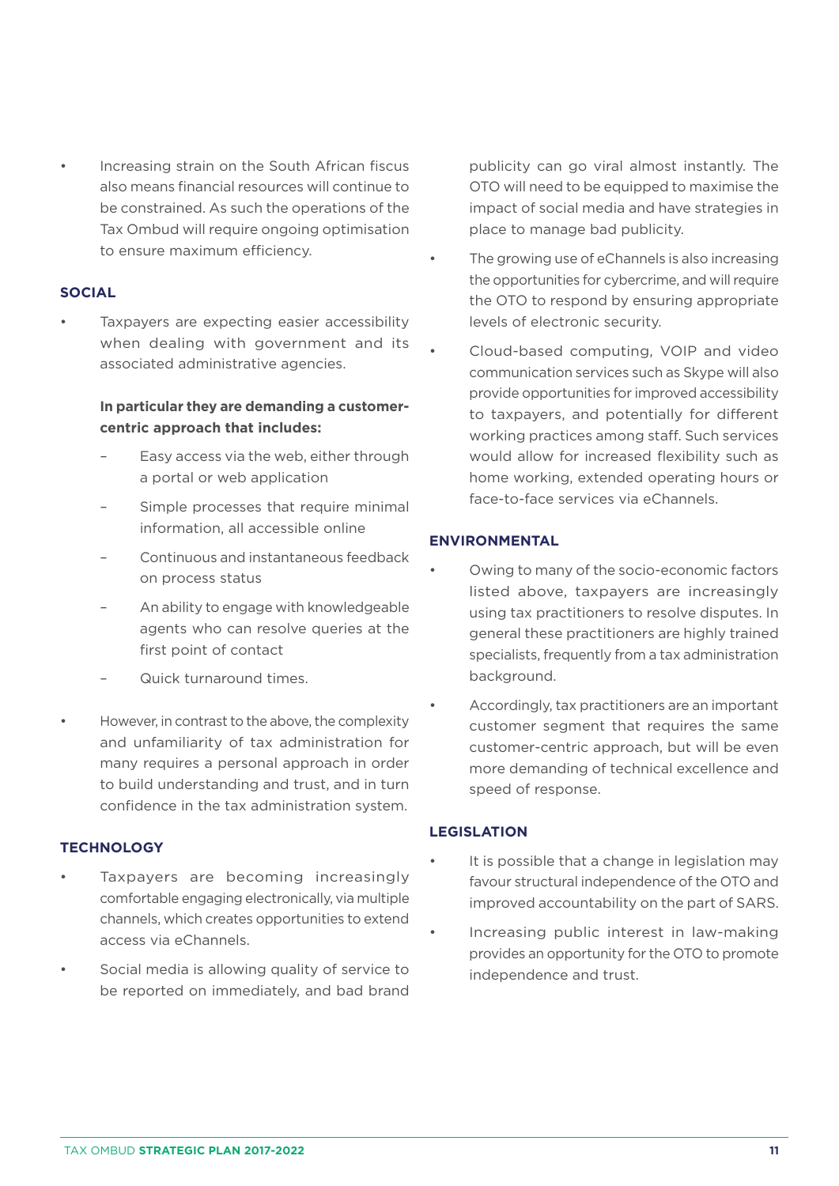- Increasing strain on the South African fiscus also means financial resources will continue to be constrained. As such the operations of the Tax Ombud will require ongoing optimisation to ensure maximum efficiency.

### SOCIAL

- Taxpayers are expecting easier accessibility when dealing with government and its associated administrative agencies.

  **In particular they are demanding a customer-centric approach that includes:**

  - Easy access via the web, either through a portal or web application
  - Simple processes that require minimal information, all accessible online
  - Continuous and instantaneous feedback on process status
  - An ability to engage with knowledgeable agents who can resolve queries at the first point of contact
  - Quick turnaround times.

- However, in contrast to the above, the complexity and unfamiliarity of tax administration for many requires a personal approach in order to build understanding and trust, and in turn confidence in the tax administration system.

### TECHNOLOGY

- Taxpayers are becoming increasingly comfortable engaging electronically, via multiple channels, which creates opportunities to extend access via eChannels.
- Social media is allowing quality of service to be reported on immediately, and bad brand publicity can go viral almost instantly. The OTO will need to be equipped to maximise the impact of social media and have strategies in place to manage bad publicity.
- The growing use of eChannels is also increasing the opportunities for cybercrime, and will require the OTO to respond by ensuring appropriate levels of electronic security.
- Cloud-based computing, VOIP and video communication services such as Skype will also provide opportunities for improved accessibility to taxpayers, and potentially for different working practices among staff. Such services would allow for increased flexibility such as home working, extended operating hours or face-to-face services via eChannels.

### ENVIRONMENTAL

- Owing to many of the socio-economic factors listed above, taxpayers are increasingly using tax practitioners to resolve disputes. In general these practitioners are highly trained specialists, frequently from a tax administration background.
- Accordingly, tax practitioners are an important customer segment that requires the same customer-centric approach, but will be even more demanding of technical excellence and speed of response.

### LEGISLATION

- It is possible that a change in legislation may favour structural independence of the OTO and improved accountability on the part of SARS.
- Increasing public interest in law-making provides an opportunity for the OTO to promote independence and trust.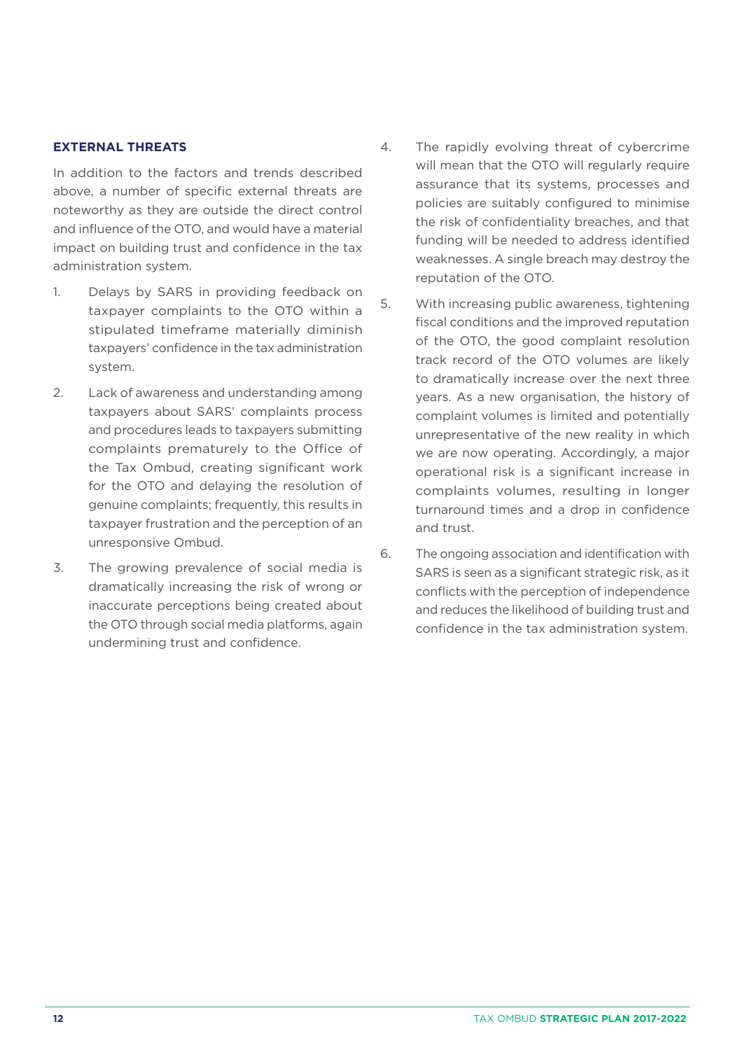## EXTERNAL THREATS

In addition to the factors and trends described above, a number of specific external threats are noteworthy as they are outside the direct control and influence of the OTO, and would have a material impact on building trust and confidence in the tax administration system.

1. Delays by SARS in providing feedback on taxpayer complaints to the OTO within a stipulated timeframe materially diminish taxpayers' confidence in the tax administration system.
2. Lack of awareness and understanding among taxpayers about SARS' complaints process and procedures leads to taxpayers submitting complaints prematurely to the Office of the Tax Ombud, creating significant work for the OTO and delaying the resolution of genuine complaints; frequently, this results in taxpayer frustration and the perception of an unresponsive Ombud.
3. The growing prevalence of social media is dramatically increasing the risk of wrong or inaccurate perceptions being created about the OTO through social media platforms, again undermining trust and confidence.
4. The rapidly evolving threat of cybercrime will mean that the OTO will regularly require assurance that its systems, processes and policies are suitably configured to minimise the risk of confidentiality breaches, and that funding will be needed to address identified weaknesses. A single breach may destroy the reputation of the OTO.
5. With increasing public awareness, tightening fiscal conditions and the improved reputation of the OTO, the good complaint resolution track record of the OTO volumes are likely to dramatically increase over the next three years. As a new organisation, the history of complaint volumes is limited and potentially unrepresentative of the new reality in which we are now operating. Accordingly, a major operational risk is a significant increase in complaints volumes, resulting in longer turnaround times and a drop in confidence and trust.
6. The ongoing association and identification with SARS is seen as a significant strategic risk, as it conflicts with the perception of independence and reduces the likelihood of building trust and confidence in the tax administration system.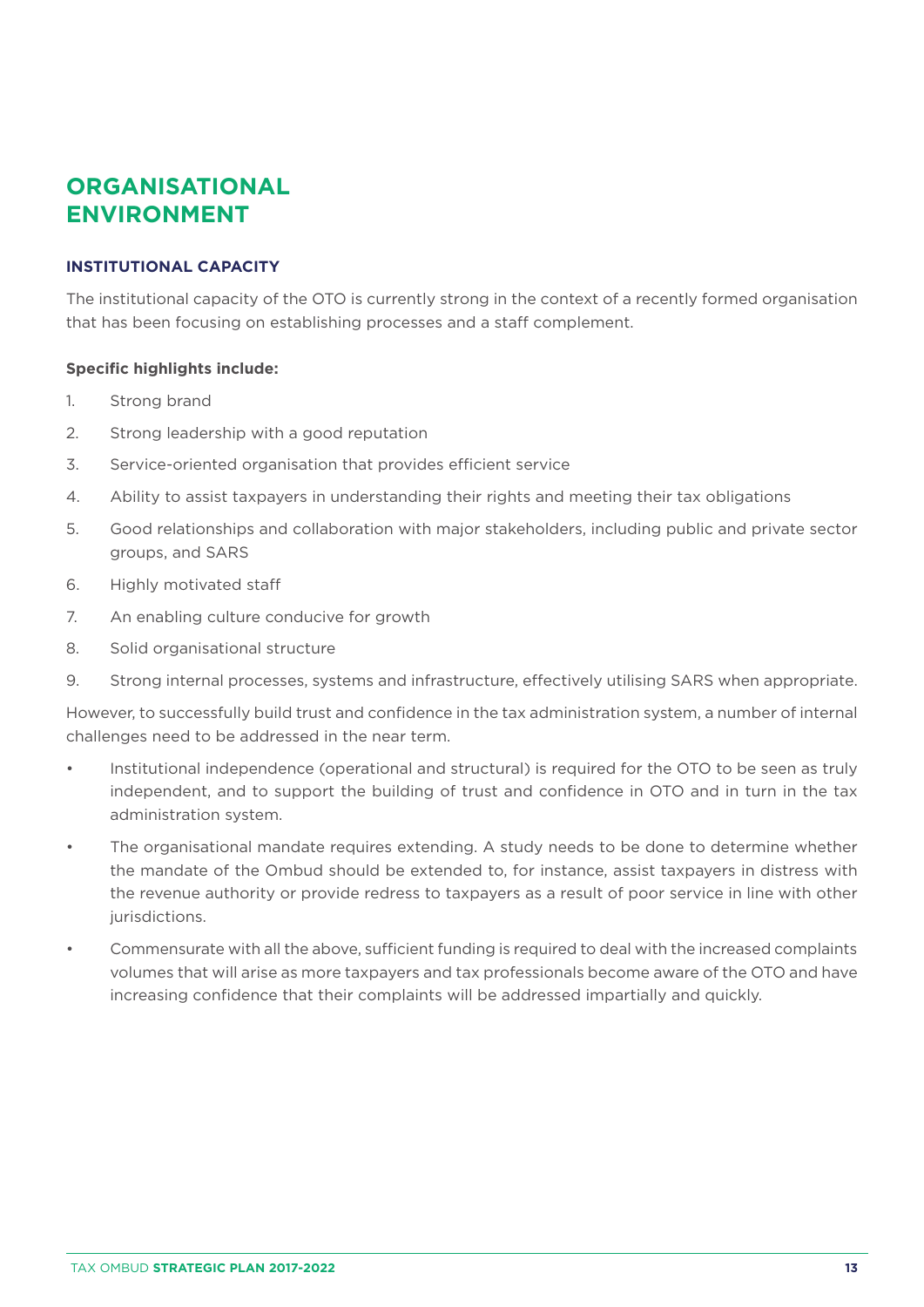# ORGANISATIONAL ENVIRONMENT

## INSTITUTIONAL CAPACITY

The institutional capacity of the OTO is currently strong in the context of a recently formed organisation that has been focusing on establishing processes and a staff complement.

**Specific highlights include:**

1. Strong brand
2. Strong leadership with a good reputation
3. Service-oriented organisation that provides efficient service
4. Ability to assist taxpayers in understanding their rights and meeting their tax obligations
5. Good relationships and collaboration with major stakeholders, including public and private sector groups, and SARS
6. Highly motivated staff
7. An enabling culture conducive for growth
8. Solid organisational structure
9. Strong internal processes, systems and infrastructure, effectively utilising SARS when appropriate.

However, to successfully build trust and confidence in the tax administration system, a number of internal challenges need to be addressed in the near term.

- Institutional independence (operational and structural) is required for the OTO to be seen as truly independent, and to support the building of trust and confidence in OTO and in turn in the tax administration system.
- The organisational mandate requires extending. A study needs to be done to determine whether the mandate of the Ombud should be extended to, for instance, assist taxpayers in distress with the revenue authority or provide redress to taxpayers as a result of poor service in line with other jurisdictions.
- Commensurate with all the above, sufficient funding is required to deal with the increased complaints volumes that will arise as more taxpayers and tax professionals become aware of the OTO and have increasing confidence that their complaints will be addressed impartially and quickly.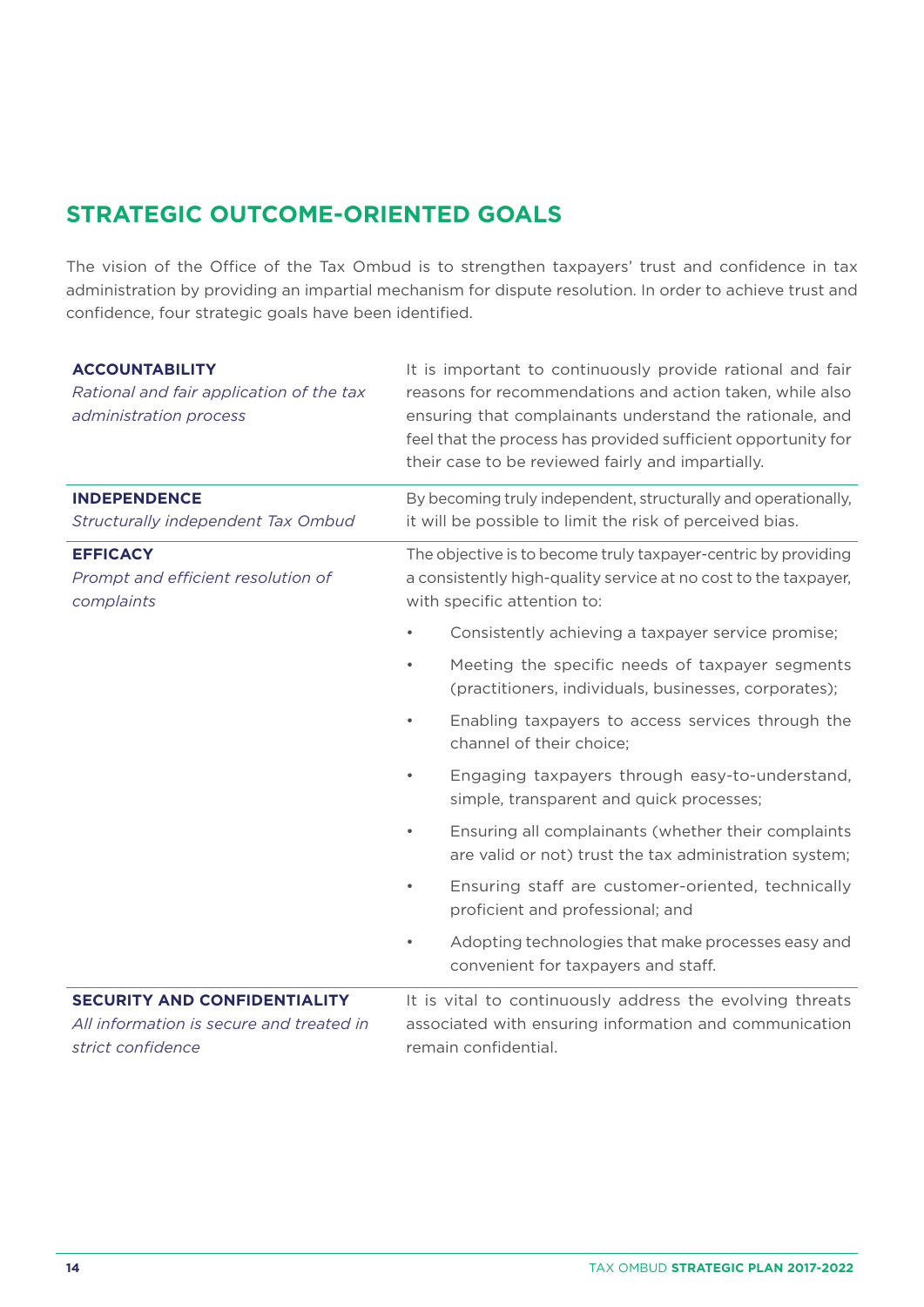## STRATEGIC OUTCOME-ORIENTED GOALS

The vision of the Office of the Tax Ombud is to strengthen taxpayers' trust and confidence in tax administration by providing an impartial mechanism for dispute resolution. In order to achieve trust and confidence, four strategic goals have been identified.

| | |
|---|---|
| **ACCOUNTABILITY**<br>*Rational and fair application of the tax administration process* | It is important to continuously provide rational and fair reasons for recommendations and action taken, while also ensuring that complainants understand the rationale, and feel that the process has provided sufficient opportunity for their case to be reviewed fairly and impartially. |
| **INDEPENDENCE**<br>*Structurally independent Tax Ombud* | By becoming truly independent, structurally and operationally, it will be possible to limit the risk of perceived bias. |
| **EFFICACY**<br>*Prompt and efficient resolution of complaints* | The objective is to become truly taxpayer-centric by providing a consistently high-quality service at no cost to the taxpayer, with specific attention to:<br>• Consistently achieving a taxpayer service promise;<br>• Meeting the specific needs of taxpayer segments (practitioners, individuals, businesses, corporates);<br>• Enabling taxpayers to access services through the channel of their choice;<br>• Engaging taxpayers through easy-to-understand, simple, transparent and quick processes;<br>• Ensuring all complainants (whether their complaints are valid or not) trust the tax administration system;<br>• Ensuring staff are customer-oriented, technically proficient and professional; and<br>• Adopting technologies that make processes easy and convenient for taxpayers and staff. |
| **SECURITY AND CONFIDENTIALITY**<br>*All information is secure and treated in strict confidence* | It is vital to continuously address the evolving threats associated with ensuring information and communication remain confidential. |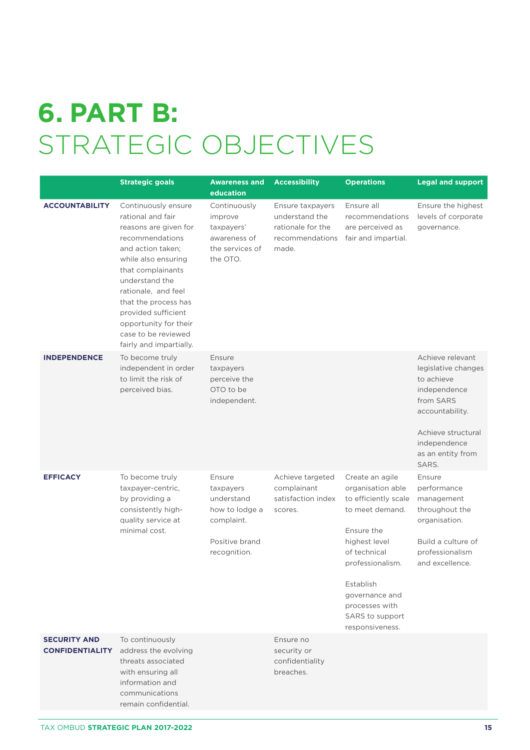# 6. PART B: STRATEGIC OBJECTIVES

| | Strategic goals | Awareness and education | Accessibility | Operations | Legal and support |
|---|---|---|---|---|---|
| **ACCOUNTABILITY** | Continuously ensure rational and fair reasons are given for recommendations and action taken; while also ensuring that complainants understand the rationale, and feel that the process has provided sufficient opportunity for their case to be reviewed fairly and impartially. | Continuously improve taxpayers' awareness of the services of the OTO. | Ensure taxpayers understand the rationale for the recommendations made. | Ensure all recommendations are perceived as fair and impartial. | Ensure the highest levels of corporate governance. |
| **INDEPENDENCE** | To become truly independent in order to limit the risk of perceived bias. | Ensure taxpayers perceive the OTO to be independent. | | | Achieve relevant legislative changes to achieve independence from SARS accountability.<br><br>Achieve structural independence as an entity from SARS. |
| **EFFICACY** | To become truly taxpayer-centric, by providing a consistently high-quality service at minimal cost. | Ensure taxpayers understand how to lodge a complaint.<br><br>Positive brand recognition. | Achieve targeted complainant satisfaction index scores. | Create an agile organisation able to efficiently scale to meet demand.<br><br>Ensure the highest level of technical professionalism.<br><br>Establish governance and processes with SARS to support responsiveness. | Ensure performance management throughout the organisation.<br><br>Build a culture of professionalism and excellence. |
| **SECURITY AND CONFIDENTIALITY** | To continuously address the evolving threats associated with ensuring all information and communications remain confidential. | | Ensure no security or confidentiality breaches. | | |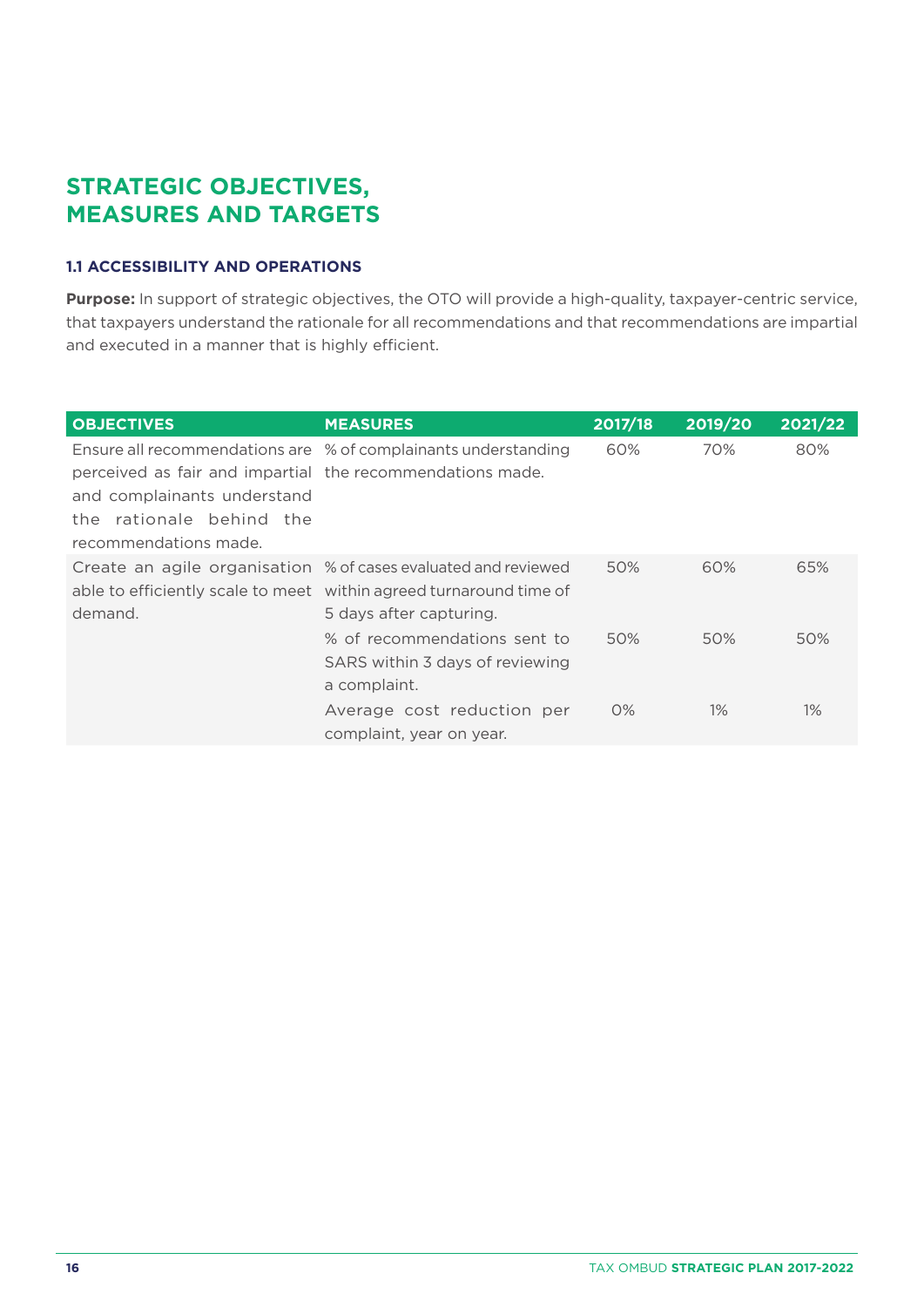# STRATEGIC OBJECTIVES, MEASURES AND TARGETS

### 1.1 ACCESSIBILITY AND OPERATIONS

**Purpose:** In support of strategic objectives, the OTO will provide a high-quality, taxpayer-centric service, that taxpayers understand the rationale for all recommendations and that recommendations are impartial and executed in a manner that is highly efficient.

| OBJECTIVES | MEASURES | 2017/18 | 2019/20 | 2021/22 |
|---|---|---|---|---|
| Ensure all recommendations are perceived as fair and impartial and complainants understand the rationale behind the recommendations made. | % of complainants understanding the recommendations made. | 60% | 70% | 80% |
| Create an agile organisation able to efficiently scale to meet demand. | % of cases evaluated and reviewed within agreed turnaround time of 5 days after capturing. | 50% | 60% | 65% |
| | % of recommendations sent to SARS within 3 days of reviewing a complaint. | 50% | 50% | 50% |
| | Average cost reduction per complaint, year on year. | 0% | 1% | 1% |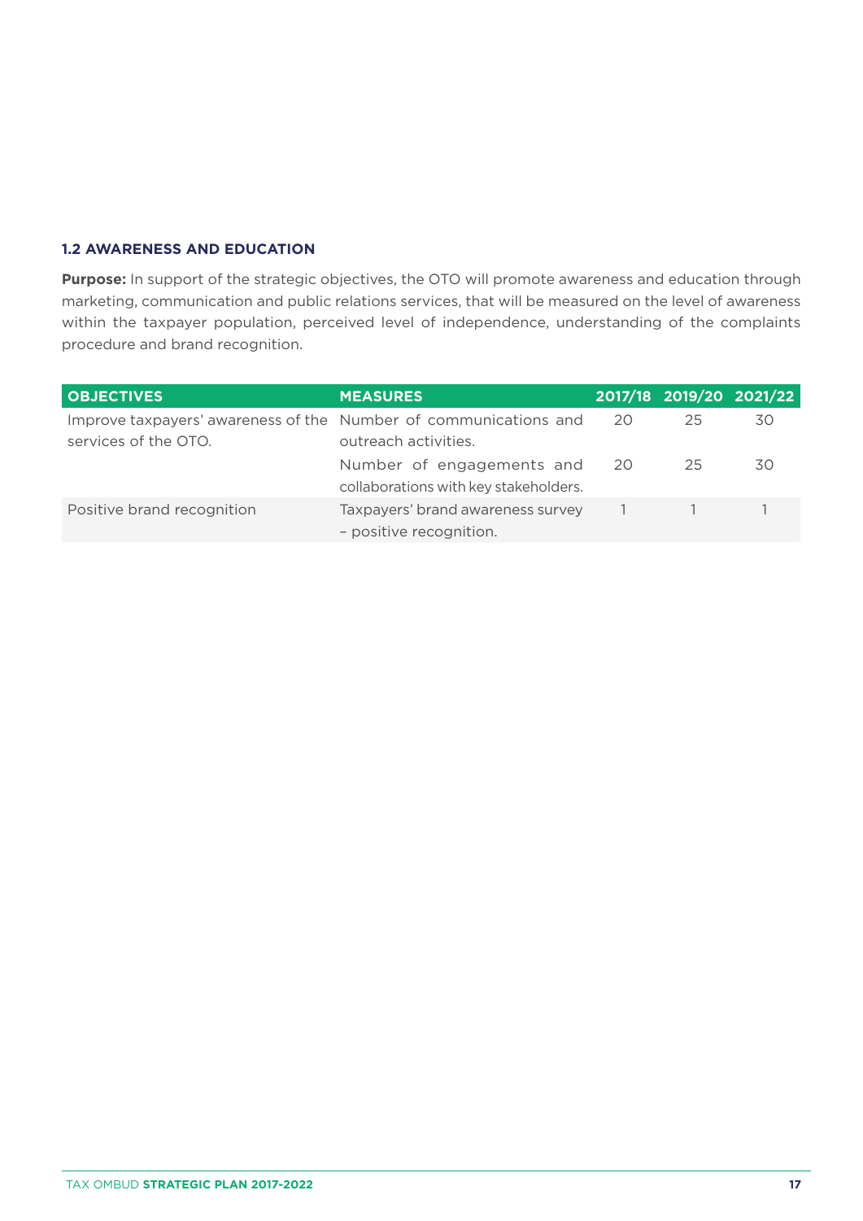### 1.2 AWARENESS AND EDUCATION

**Purpose:** In support of the strategic objectives, the OTO will promote awareness and education through marketing, communication and public relations services, that will be measured on the level of awareness within the taxpayer population, perceived level of independence, understanding of the complaints procedure and brand recognition.

| OBJECTIVES | MEASURES | 2017/18 | 2019/20 | 2021/22 |
|---|---|---|---|---|
| Improve taxpayers' awareness of the services of the OTO. | Number of communications and outreach activities. | 20 | 25 | 30 |
| | Number of engagements and collaborations with key stakeholders. | 20 | 25 | 30 |
| Positive brand recognition | Taxpayers' brand awareness survey – positive recognition. | 1 | 1 | 1 |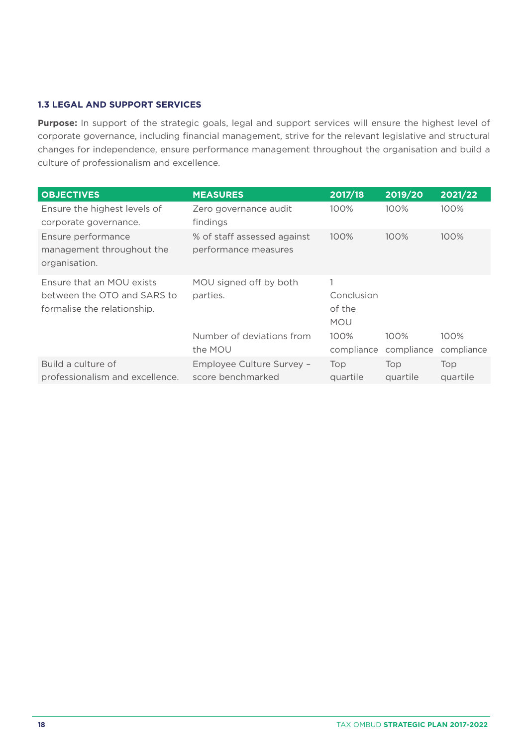### 1.3 LEGAL AND SUPPORT SERVICES

**Purpose:** In support of the strategic goals, legal and support services will ensure the highest level of corporate governance, including financial management, strive for the relevant legislative and structural changes for independence, ensure performance management throughout the organisation and build a culture of professionalism and excellence.

| OBJECTIVES | MEASURES | 2017/18 | 2019/20 | 2021/22 |
|---|---|---|---|---|
| Ensure the highest levels of corporate governance. | Zero governance audit findings | 100% | 100% | 100% |
| Ensure performance management throughout the organisation. | % of staff assessed against performance measures | 100% | 100% | 100% |
| Ensure that an MOU exists between the OTO and SARS to formalise the relationship. | MOU signed off by both parties. | 1 Conclusion of the MOU | | |
| | Number of deviations from the MOU | 100% compliance | 100% compliance | 100% compliance |
| Build a culture of professionalism and excellence. | Employee Culture Survey – score benchmarked | Top quartile | Top quartile | Top quartile |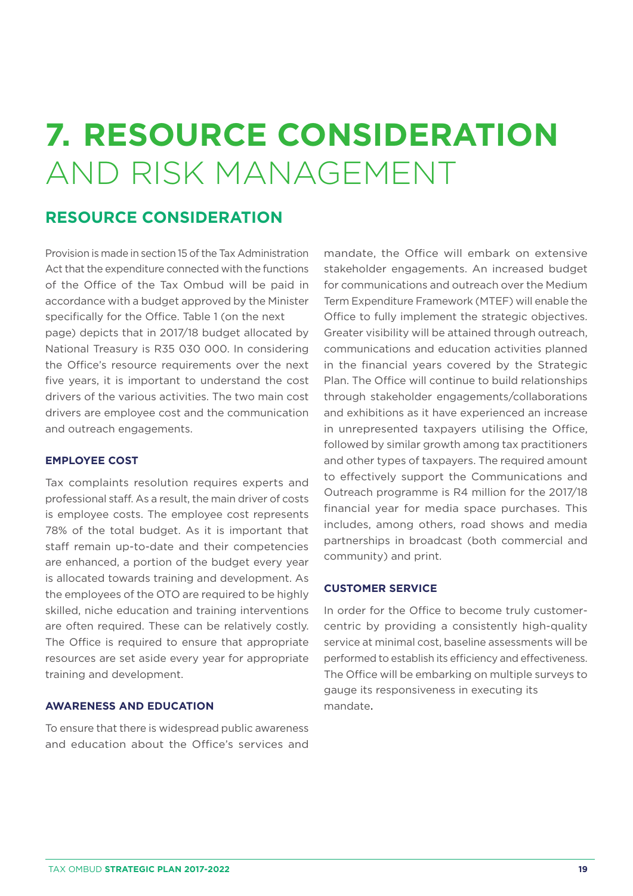# 7. RESOURCE CONSIDERATION AND RISK MANAGEMENT

## RESOURCE CONSIDERATION

Provision is made in section 15 of the Tax Administration Act that the expenditure connected with the functions of the Office of the Tax Ombud will be paid in accordance with a budget approved by the Minister specifically for the Office. Table 1 (on the next page) depicts that in 2017/18 budget allocated by National Treasury is R35 030 000. In considering the Office's resource requirements over the next five years, it is important to understand the cost drivers of the various activities. The two main cost drivers are employee cost and the communication and outreach engagements.

### EMPLOYEE COST

Tax complaints resolution requires experts and professional staff. As a result, the main driver of costs is employee costs. The employee cost represents 78% of the total budget. As it is important that staff remain up-to-date and their competencies are enhanced, a portion of the budget every year is allocated towards training and development. As the employees of the OTO are required to be highly skilled, niche education and training interventions are often required. These can be relatively costly. The Office is required to ensure that appropriate resources are set aside every year for appropriate training and development.

### AWARENESS AND EDUCATION

To ensure that there is widespread public awareness and education about the Office's services and mandate, the Office will embark on extensive stakeholder engagements. An increased budget for communications and outreach over the Medium Term Expenditure Framework (MTEF) will enable the Office to fully implement the strategic objectives. Greater visibility will be attained through outreach, communications and education activities planned in the financial years covered by the Strategic Plan. The Office will continue to build relationships through stakeholder engagements/collaborations and exhibitions as it have experienced an increase in unrepresented taxpayers utilising the Office, followed by similar growth among tax practitioners and other types of taxpayers. The required amount to effectively support the Communications and Outreach programme is R4 million for the 2017/18 financial year for media space purchases. This includes, among others, road shows and media partnerships in broadcast (both commercial and community) and print.

### CUSTOMER SERVICE

In order for the Office to become truly customer-centric by providing a consistently high-quality service at minimal cost, baseline assessments will be performed to establish its efficiency and effectiveness. The Office will be embarking on multiple surveys to gauge its responsiveness in executing its mandate.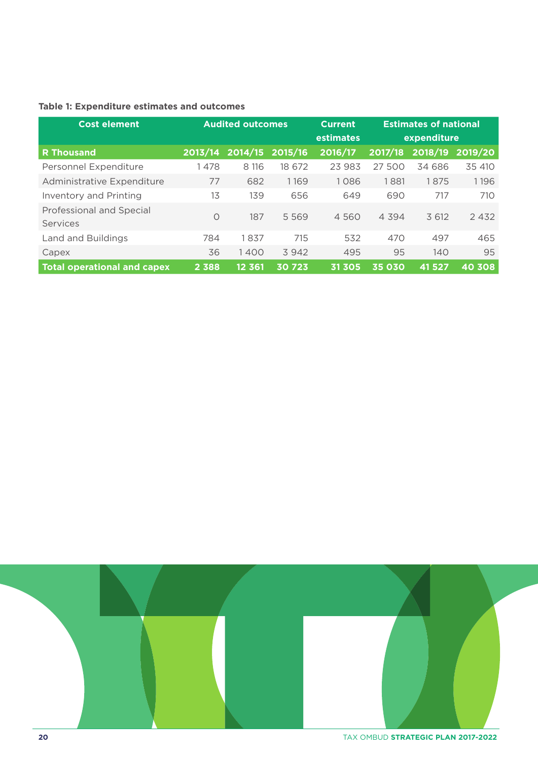**Table 1: Expenditure estimates and outcomes**

| Cost element | Audited outcomes | | | Current estimates | Estimates of national expenditure | | |
|---|---|---|---|---|---|---|---|
| **R Thousand** | **2013/14** | **2014/15** | **2015/16** | **2016/17** | **2017/18** | **2018/19** | **2019/20** |
| Personnel Expenditure | 1 478 | 8 116 | 18 672 | 23 983 | 27 500 | 34 686 | 35 410 |
| Administrative Expenditure | 77 | 682 | 1 169 | 1 086 | 1 881 | 1 875 | 1 196 |
| Inventory and Printing | 13 | 139 | 656 | 649 | 690 | 717 | 710 |
| Professional and Special Services | 0 | 187 | 5 569 | 4 560 | 4 394 | 3 612 | 2 432 |
| Land and Buildings | 784 | 1 837 | 715 | 532 | 470 | 497 | 465 |
| Capex | 36 | 1 400 | 3 942 | 495 | 95 | 140 | 95 |
| **Total operational and capex** | **2 388** | **12 361** | **30 723** | **31 305** | **35 030** | **41 527** | **40 308** |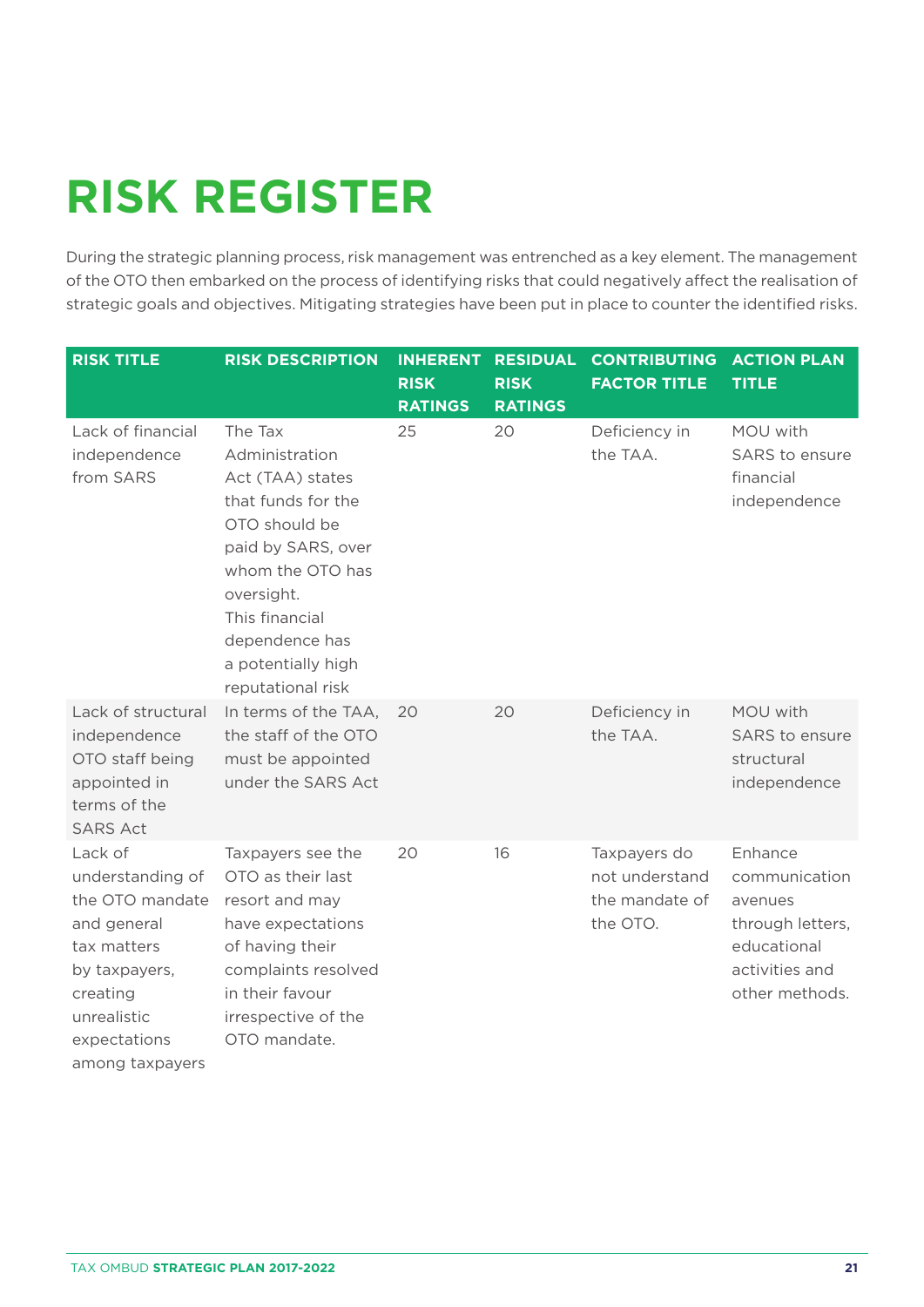# RISK REGISTER

During the strategic planning process, risk management was entrenched as a key element. The management of the OTO then embarked on the process of identifying risks that could negatively affect the realisation of strategic goals and objectives. Mitigating strategies have been put in place to counter the identified risks.

| RISK TITLE | RISK DESCRIPTION | INHERENT RISK RATINGS | RESIDUAL RISK RATINGS | CONTRIBUTING FACTOR TITLE | ACTION PLAN TITLE |
|---|---|---|---|---|---|
| Lack of financial independence from SARS | The Tax Administration Act (TAA) states that funds for the OTO should be paid by SARS, over whom the OTO has oversight. This financial dependence has a potentially high reputational risk | 25 | 20 | Deficiency in the TAA. | MOU with SARS to ensure financial independence |
| Lack of structural independence OTO staff being appointed in terms of the SARS Act | In terms of the TAA, the staff of the OTO must be appointed under the SARS Act | 20 | 20 | Deficiency in the TAA. | MOU with SARS to ensure structural independence |
| Lack of understanding of the OTO mandate and general tax matters by taxpayers, creating unrealistic expectations among taxpayers | Taxpayers see the OTO as their last resort and may have expectations of having their complaints resolved in their favour irrespective of the OTO mandate. | 20 | 16 | Taxpayers do not understand the mandate of the OTO. | Enhance communication avenues through letters, educational activities and other methods. |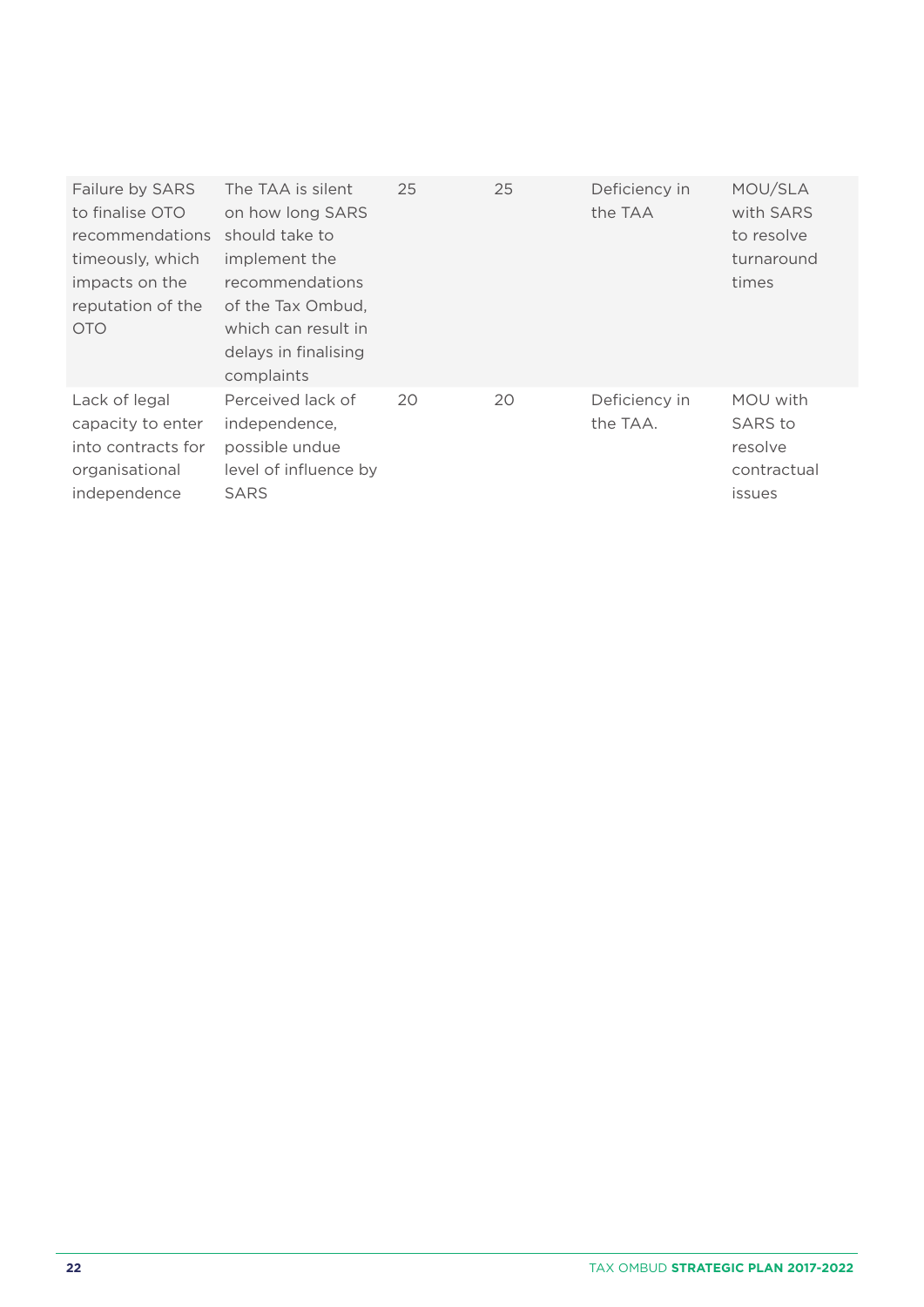| | | | | | |
|---|---|---|---|---|---|
| Failure by SARS to finalise OTO recommendations timeously, which impacts on the reputation of the OTO | The TAA is silent on how long SARS should take to implement the recommendations of the Tax Ombud, which can result in delays in finalising complaints | 25 | 25 | Deficiency in the TAA | MOU/SLA with SARS to resolve turnaround times |
| Lack of legal capacity to enter into contracts for organisational independence | Perceived lack of independence, possible undue level of influence by SARS | 20 | 20 | Deficiency in the TAA. | MOU with SARS to resolve contractual issues |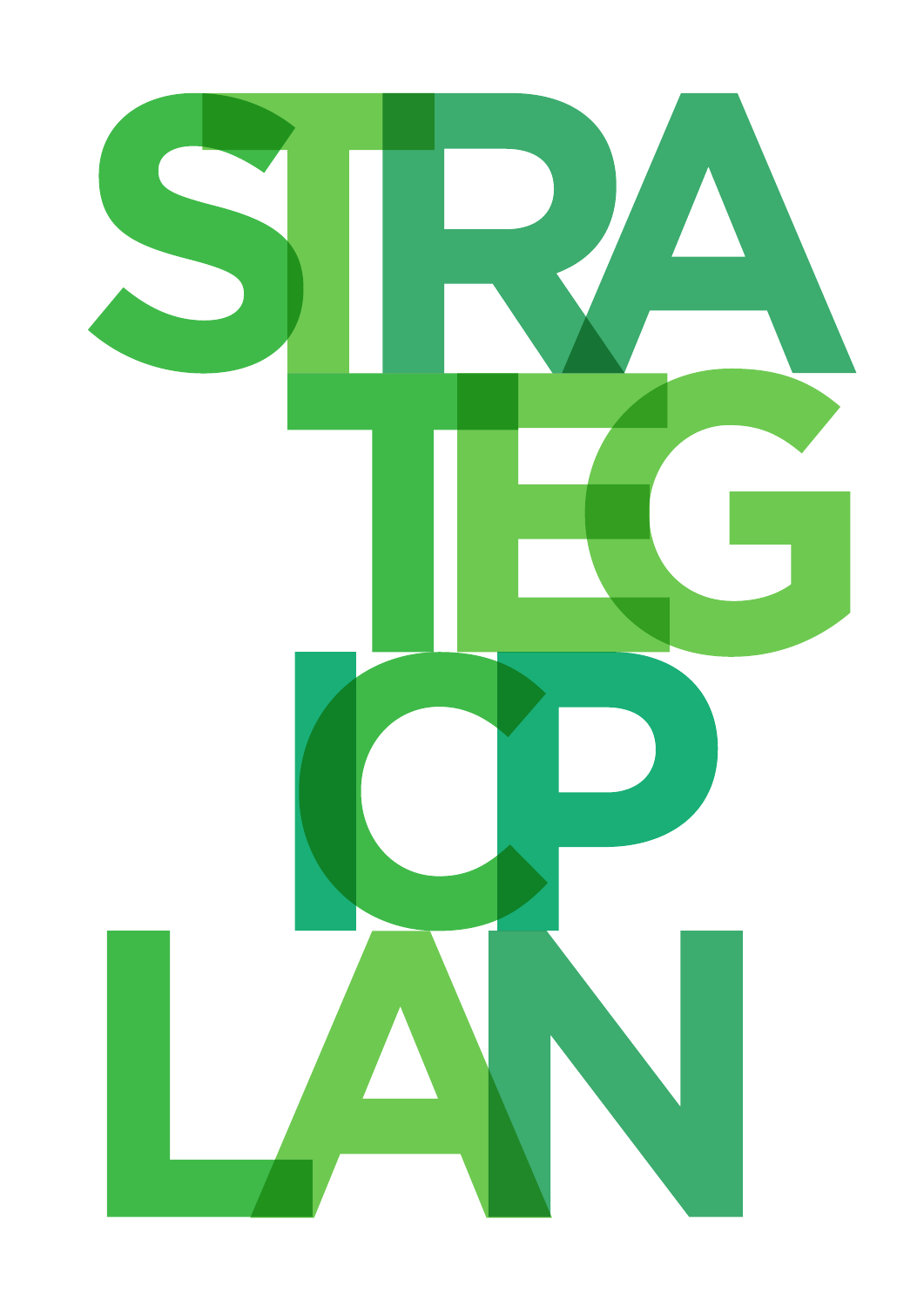STRA
TEG
IC
PLAN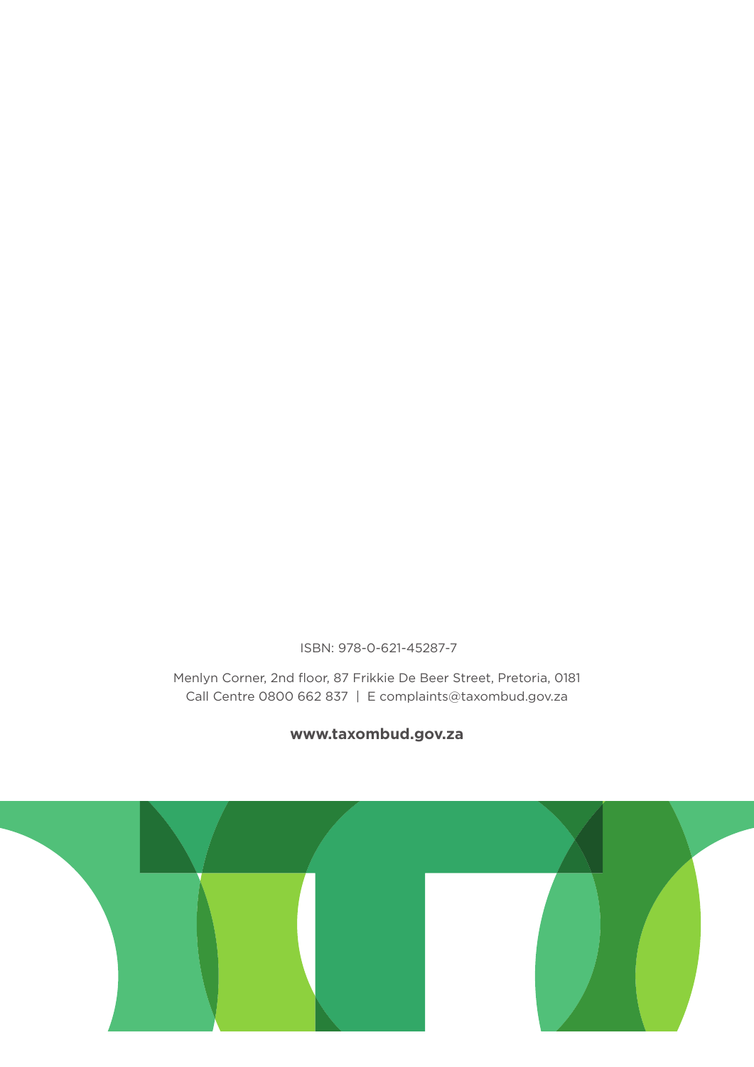ISBN: 978-0-621-45287-7

Menlyn Corner, 2nd floor, 87 Frikkie De Beer Street, Pretoria, 0181
Call Centre 0800 662 837 | E complaints@taxombud.gov.za

**www.taxombud.gov.za**